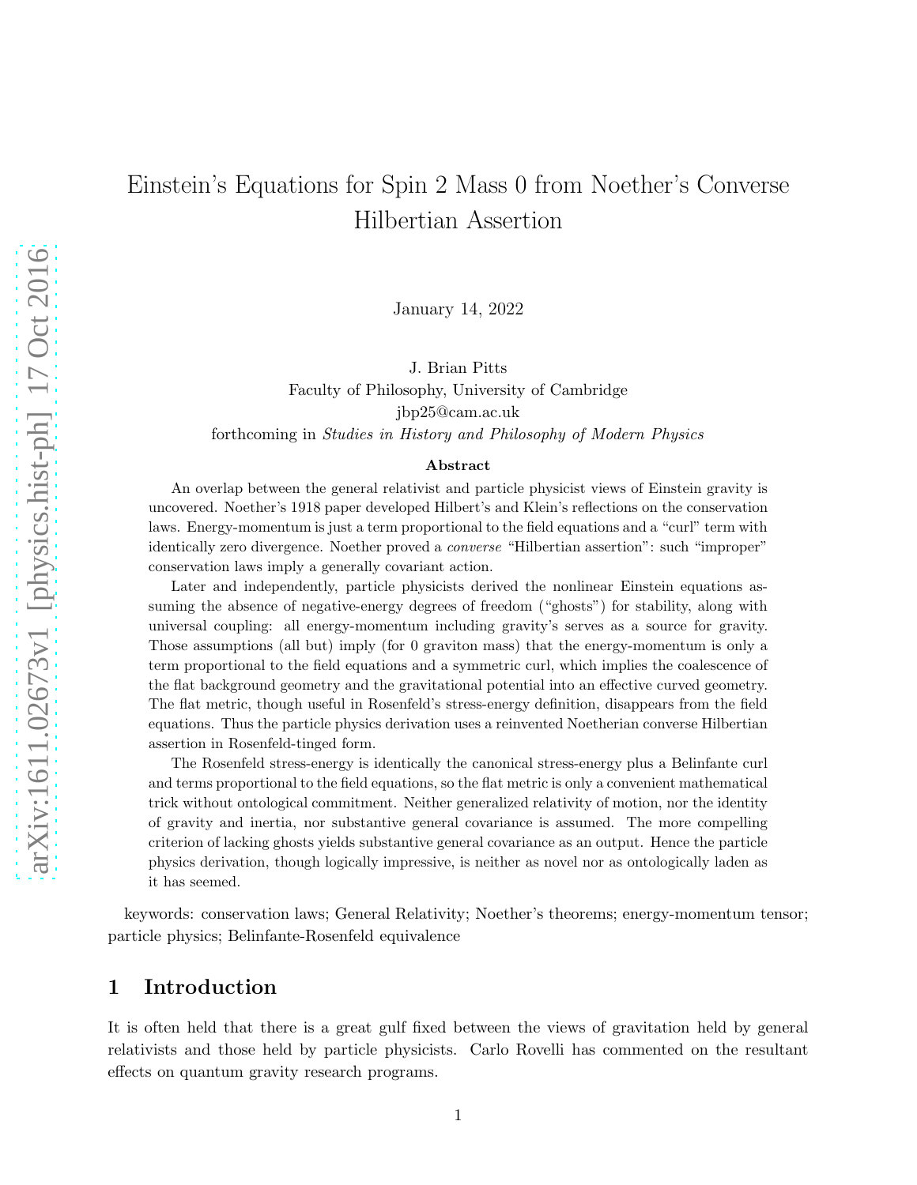# Einstein's Equations for Spin 2 Mass 0 from Noether's Converse Hilbertian Assertion

January 14, 2022

J. Brian Pitts
Faculty of Philosophy, University of Cambridge
jbp25@cam.ac.uk
forthcoming in *Studies in History and Philosophy of Modern Physics*

### Abstract

An overlap between the general relativist and particle physicist views of Einstein gravity is uncovered. Noether's 1918 paper developed Hilbert's and Klein's reflections on the conservation laws. Energy-momentum is just a term proportional to the field equations and a "curl" term with identically zero divergence. Noether proved a *converse* "Hilbertian assertion": such "improper" conservation laws imply a generally covariant action.

Later and independently, particle physicists derived the nonlinear Einstein equations assuming the absence of negative-energy degrees of freedom ("ghosts") for stability, along with universal coupling: all energy-momentum including gravity's serves as a source for gravity. Those assumptions (all but) imply (for 0 graviton mass) that the energy-momentum is only a term proportional to the field equations and a symmetric curl, which implies the coalescence of the flat background geometry and the gravitational potential into an effective curved geometry. The flat metric, though useful in Rosenfeld's stress-energy definition, disappears from the field equations. Thus the particle physics derivation uses a reinvented Noetherian converse Hilbertian assertion in Rosenfeld-tinged form.

The Rosenfeld stress-energy is identically the canonical stress-energy plus a Belinfante curl and terms proportional to the field equations, so the flat metric is only a convenient mathematical trick without ontological commitment. Neither generalized relativity of motion, nor the identity of gravity and inertia, nor substantive general covariance is assumed. The more compelling criterion of lacking ghosts yields substantive general covariance as an output. Hence the particle physics derivation, though logically impressive, is neither as novel nor as ontologically laden as it has seemed.

keywords: conservation laws; General Relativity; Noether's theorems; energy-momentum tensor; particle physics; Belinfante-Rosenfeld equivalence

## 1 Introduction

It is often held that there is a great gulf fixed between the views of gravitation held by general relativists and those held by particle physicists. Carlo Rovelli has commented on the resultant effects on quantum gravity research programs.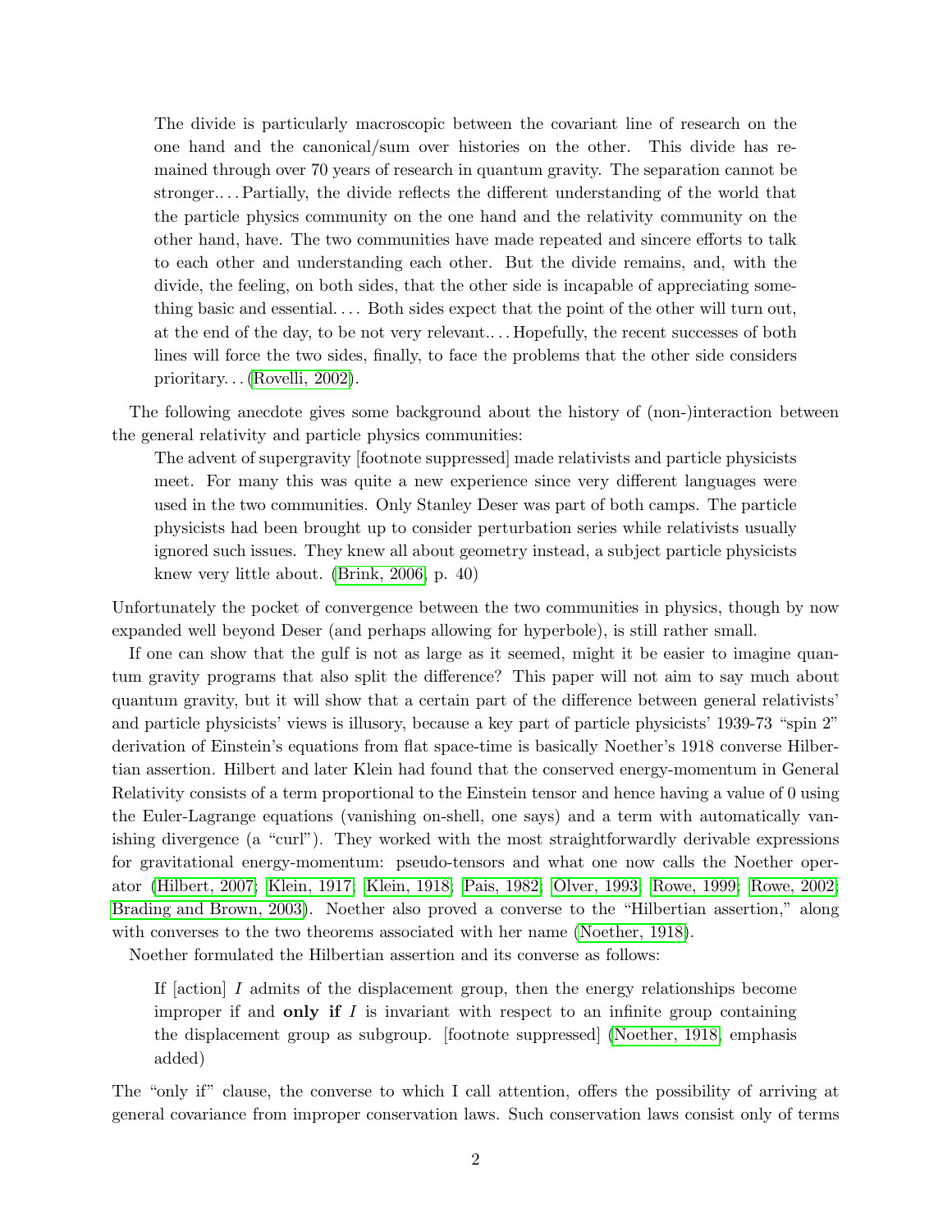> The divide is particularly macroscopic between the covariant line of research on the one hand and the canonical/sum over histories on the other. This divide has remained through over 70 years of research in quantum gravity. The separation cannot be stronger.. . . . Partially, the divide reflects the different understanding of the world that the particle physics community on the one hand and the relativity community on the other hand, have. The two communities have made repeated and sincere efforts to talk to each other and understanding each other. But the divide remains, and, with the divide, the feeling, on both sides, that the other side is incapable of appreciating something basic and essential. . . . Both sides expect that the point of the other will turn out, at the end of the day, to be not very relevant.. . . Hopefully, the recent successes of both lines will force the two sides, finally, to face the problems that the other side considers prioritary. . . (Rovelli, 2002).

The following anecdote gives some background about the history of (non-)interaction between the general relativity and particle physics communities:

> The advent of supergravity [footnote suppressed] made relativists and particle physicists meet. For many this was quite a new experience since very different languages were used in the two communities. Only Stanley Deser was part of both camps. The particle physicists had been brought up to consider perturbation series while relativists usually ignored such issues. They knew all about geometry instead, a subject particle physicists knew very little about. (Brink, 2006, p. 40)

Unfortunately the pocket of convergence between the two communities in physics, though by now expanded well beyond Deser (and perhaps allowing for hyperbole), is still rather small.

If one can show that the gulf is not as large as it seemed, might it be easier to imagine quantum gravity programs that also split the difference? This paper will not aim to say much about quantum gravity, but it will show that a certain part of the difference between general relativists' and particle physicists' views is illusory, because a key part of particle physicists' 1939-73 "spin 2" derivation of Einstein's equations from flat space-time is basically Noether's 1918 converse Hilbertian assertion. Hilbert and later Klein had found that the conserved energy-momentum in General Relativity consists of a term proportional to the Einstein tensor and hence having a value of 0 using the Euler-Lagrange equations (vanishing on-shell, one says) and a term with automatically vanishing divergence (a "curl"). They worked with the most straightforwardly derivable expressions for gravitational energy-momentum: pseudo-tensors and what one now calls the Noether operator (Hilbert, 2007; Klein, 1917; Klein, 1918; Pais, 1982; Olver, 1993; Rowe, 1999; Rowe, 2002; Brading and Brown, 2003). Noether also proved a converse to the "Hilbertian assertion," along with converses to the two theorems associated with her name (Noether, 1918).

Noether formulated the Hilbertian assertion and its converse as follows:

> If [action] $I$ admits of the displacement group, then the energy relationships become improper if and **only if** $I$ is invariant with respect to an infinite group containing the displacement group as subgroup. [footnote suppressed] (Noether, 1918, emphasis added)

The "only if" clause, the converse to which I call attention, offers the possibility of arriving at general covariance from improper conservation laws. Such conservation laws consist only of terms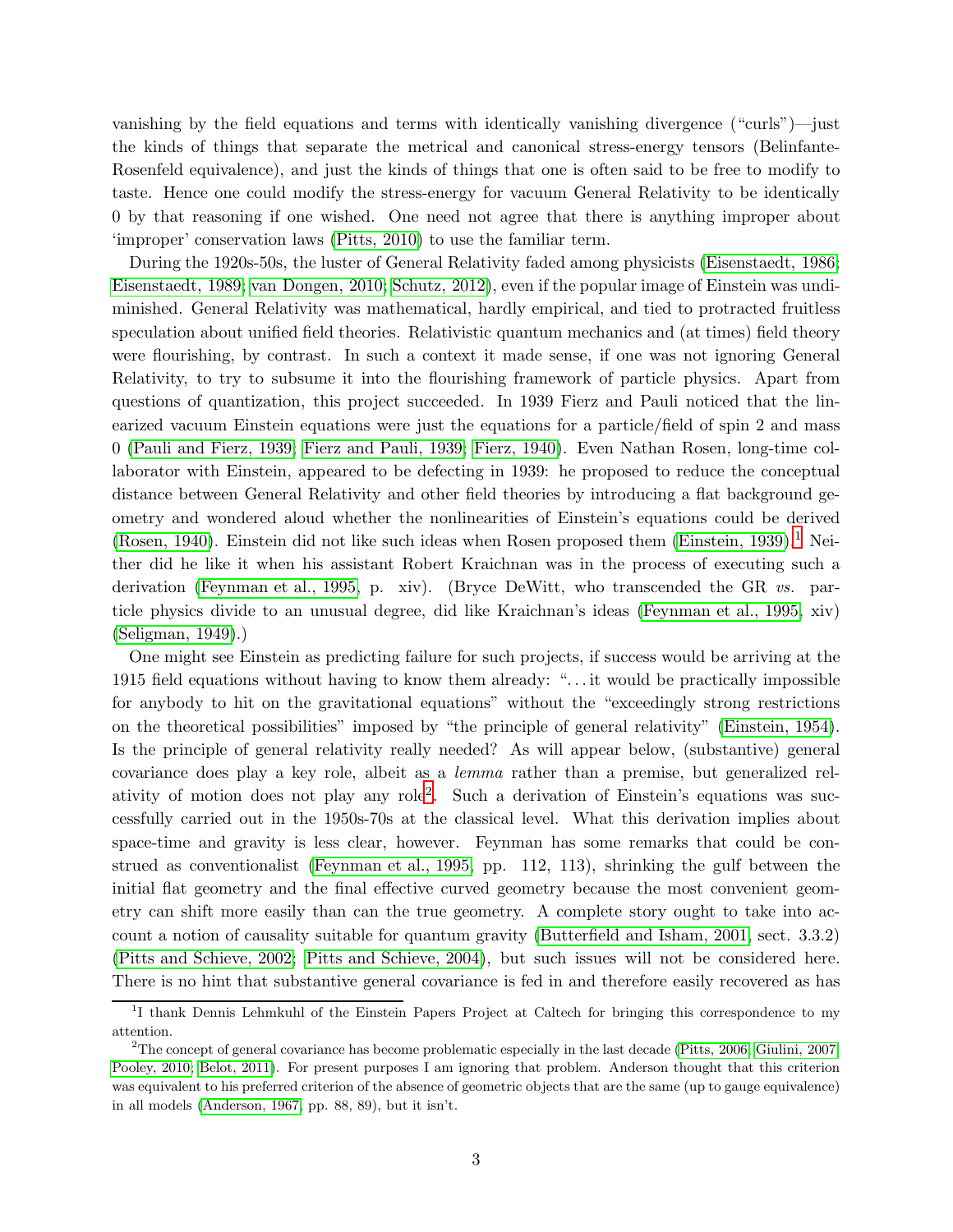vanishing by the field equations and terms with identically vanishing divergence ("curls")—just the kinds of things that separate the metrical and canonical stress-energy tensors (Belinfante-Rosenfeld equivalence), and just the kinds of things that one is often said to be free to modify to taste. Hence one could modify the stress-energy for vacuum General Relativity to be identically 0 by that reasoning if one wished. One need not agree that there is anything improper about 'improper' conservation laws (Pitts, 2010) to use the familiar term.

During the 1920s-50s, the luster of General Relativity faded among physicists (Eisenstaedt, 1986; Eisenstaedt, 1989; van Dongen, 2010; Schutz, 2012), even if the popular image of Einstein was undiminished. General Relativity was mathematical, hardly empirical, and tied to protracted fruitless speculation about unified field theories. Relativistic quantum mechanics and (at times) field theory were flourishing, by contrast. In such a context it made sense, if one was not ignoring General Relativity, to try to subsume it into the flourishing framework of particle physics. Apart from questions of quantization, this project succeeded. In 1939 Fierz and Pauli noticed that the linearized vacuum Einstein equations were just the equations for a particle/field of spin 2 and mass 0 (Pauli and Fierz, 1939; Fierz and Pauli, 1939; Fierz, 1940). Even Nathan Rosen, long-time collaborator with Einstein, appeared to be defecting in 1939: he proposed to reduce the conceptual distance between General Relativity and other field theories by introducing a flat background geometry and wondered aloud whether the nonlinearities of Einstein's equations could be derived (Rosen, 1940). Einstein did not like such ideas when Rosen proposed them (Einstein, 1939).[1] Neither did he like it when his assistant Robert Kraichnan was in the process of executing such a derivation (Feynman et al., 1995, p. xiv). (Bryce DeWitt, who transcended the GR *vs.* particle physics divide to an unusual degree, did like Kraichnan's ideas (Feynman et al., 1995, xiv) (Seligman, 1949).)

One might see Einstein as predicting failure for such projects, if success would be arriving at the 1915 field equations without having to know them already: "...it would be practically impossible for anybody to hit on the gravitational equations" without the "exceedingly strong restrictions on the theoretical possibilities" imposed by "the principle of general relativity" (Einstein, 1954). Is the principle of general relativity really needed? As will appear below, (substantive) general covariance does play a key role, albeit as a *lemma* rather than a premise, but generalized relativity of motion does not play any role[2]. Such a derivation of Einstein's equations was successfully carried out in the 1950s-70s at the classical level. What this derivation implies about space-time and gravity is less clear, however. Feynman has some remarks that could be construed as conventionalist (Feynman et al., 1995, pp. 112, 113), shrinking the gulf between the initial flat geometry and the final effective curved geometry because the most convenient geometry can shift more easily than can the true geometry. A complete story ought to take into account a notion of causality suitable for quantum gravity (Butterfield and Isham, 2001, sect. 3.3.2) (Pitts and Schieve, 2002; Pitts and Schieve, 2004), but such issues will not be considered here. There is no hint that substantive general covariance is fed in and therefore easily recovered as has

[1] I thank Dennis Lehmkuhl of the Einstein Papers Project at Caltech for bringing this correspondence to my attention.

[2] The concept of general covariance has become problematic especially in the last decade (Pitts, 2006; Giulini, 2007; Pooley, 2010; Belot, 2011). For present purposes I am ignoring that problem. Anderson thought that this criterion was equivalent to his preferred criterion of the absence of geometric objects that are the same (up to gauge equivalence) in all models (Anderson, 1967, pp. 88, 89), but it isn't.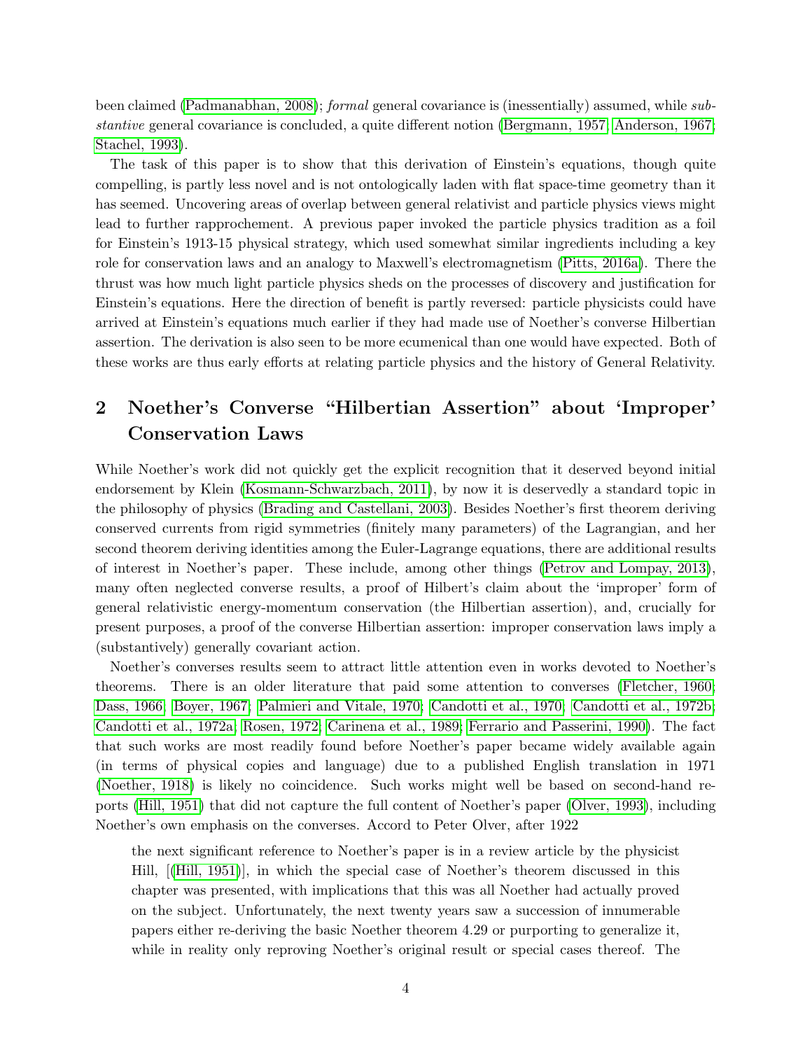been claimed (Padmanabhan, 2008); *formal* general covariance is (inessentially) assumed, while *substantive* general covariance is concluded, a quite different notion (Bergmann, 1957; Anderson, 1967; Stachel, 1993).

The task of this paper is to show that this derivation of Einstein's equations, though quite compelling, is partly less novel and is not ontologically laden with flat space-time geometry than it has seemed. Uncovering areas of overlap between general relativist and particle physics views might lead to further rapprochement. A previous paper invoked the particle physics tradition as a foil for Einstein's 1913-15 physical strategy, which used somewhat similar ingredients including a key role for conservation laws and an analogy to Maxwell's electromagnetism (Pitts, 2016a). There the thrust was how much light particle physics sheds on the processes of discovery and justification for Einstein's equations. Here the direction of benefit is partly reversed: particle physicists could have arrived at Einstein's equations much earlier if they had made use of Noether's converse Hilbertian assertion. The derivation is also seen to be more ecumenical than one would have expected. Both of these works are thus early efforts at relating particle physics and the history of General Relativity.

## 2 Noether's Converse "Hilbertian Assertion" about 'Improper' Conservation Laws

While Noether's work did not quickly get the explicit recognition that it deserved beyond initial endorsement by Klein (Kosmann-Schwarzbach, 2011), by now it is deservedly a standard topic in the philosophy of physics (Brading and Castellani, 2003). Besides Noether's first theorem deriving conserved currents from rigid symmetries (finitely many parameters) of the Lagrangian, and her second theorem deriving identities among the Euler-Lagrange equations, there are additional results of interest in Noether's paper. These include, among other things (Petrov and Lompay, 2013), many often neglected converse results, a proof of Hilbert's claim about the 'improper' form of general relativistic energy-momentum conservation (the Hilbertian assertion), and, crucially for present purposes, a proof of the converse Hilbertian assertion: improper conservation laws imply a (substantively) generally covariant action.

Noether's converses results seem to attract little attention even in works devoted to Noether's theorems. There is an older literature that paid some attention to converses (Fletcher, 1960; Dass, 1966; Boyer, 1967; Palmieri and Vitale, 1970; Candotti et al., 1970; Candotti et al., 1972b; Candotti et al., 1972a; Rosen, 1972; Carinena et al., 1989; Ferrario and Passerini, 1990). The fact that such works are most readily found before Noether's paper became widely available again (in terms of physical copies and language) due to a published English translation in 1971 (Noether, 1918) is likely no coincidence. Such works might well be based on second-hand reports (Hill, 1951) that did not capture the full content of Noether's paper (Olver, 1993), including Noether's own emphasis on the converses. Accord to Peter Olver, after 1922

> the next significant reference to Noether's paper is in a review article by the physicist Hill, [(Hill, 1951)], in which the special case of Noether's theorem discussed in this chapter was presented, with implications that this was all Noether had actually proved on the subject. Unfortunately, the next twenty years saw a succession of innumerable papers either re-deriving the basic Noether theorem 4.29 or purporting to generalize it, while in reality only reproving Noether's original result or special cases thereof. The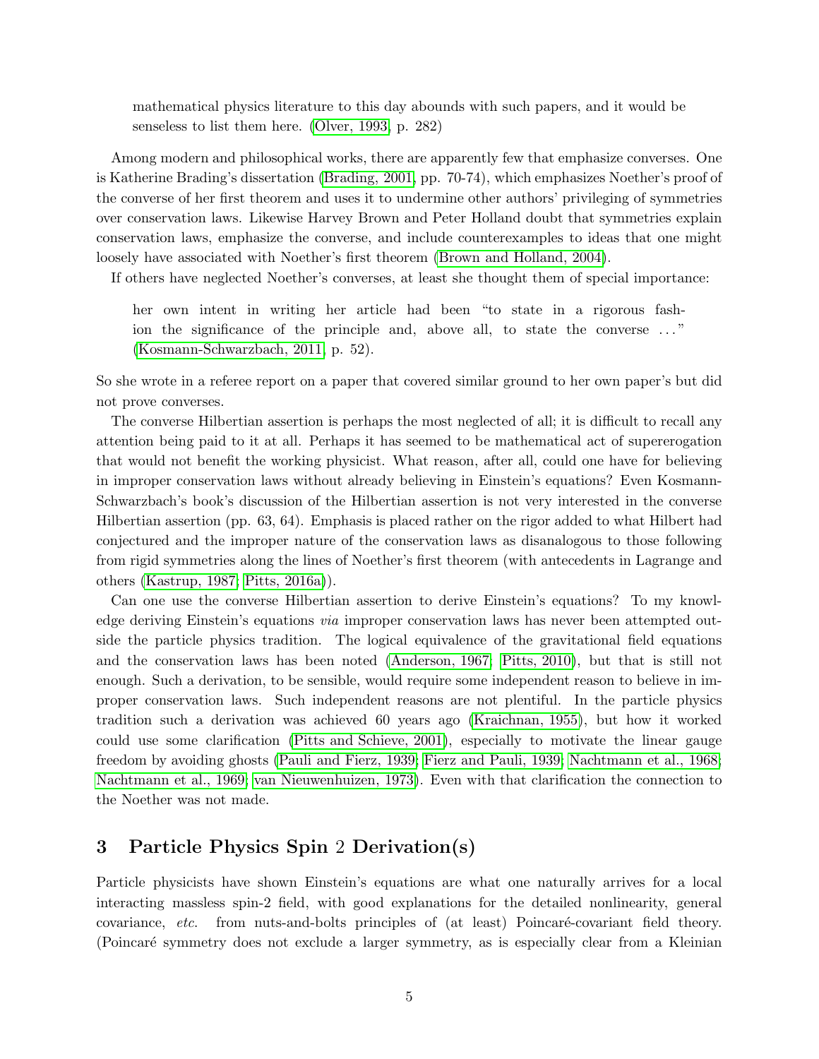> mathematical physics literature to this day abounds with such papers, and it would be senseless to list them here. (Olver, 1993, p. 282)

Among modern and philosophical works, there are apparently few that emphasize converses. One is Katherine Brading's dissertation (Brading, 2001, pp. 70-74), which emphasizes Noether's proof of the converse of her first theorem and uses it to undermine other authors' privileging of symmetries over conservation laws. Likewise Harvey Brown and Peter Holland doubt that symmetries explain conservation laws, emphasize the converse, and include counterexamples to ideas that one might loosely have associated with Noether's first theorem (Brown and Holland, 2004).

If others have neglected Noether's converses, at least she thought them of special importance:

> her own intent in writing her article had been "to state in a rigorous fashion the significance of the principle and, above all, to state the converse ..." (Kosmann-Schwarzbach, 2011, p. 52).

So she wrote in a referee report on a paper that covered similar ground to her own paper's but did not prove converses.

The converse Hilbertian assertion is perhaps the most neglected of all; it is difficult to recall any attention being paid to it at all. Perhaps it has seemed to be mathematical act of supererogation that would not benefit the working physicist. What reason, after all, could one have for believing in improper conservation laws without already believing in Einstein's equations? Even Kosmann-Schwarzbach's book's discussion of the Hilbertian assertion is not very interested in the converse Hilbertian assertion (pp. 63, 64). Emphasis is placed rather on the rigor added to what Hilbert had conjectured and the improper nature of the conservation laws as disanalogous to those following from rigid symmetries along the lines of Noether's first theorem (with antecedents in Lagrange and others (Kastrup, 1987; Pitts, 2016a)).

Can one use the converse Hilbertian assertion to derive Einstein's equations? To my knowledge deriving Einstein's equations *via* improper conservation laws has never been attempted outside the particle physics tradition. The logical equivalence of the gravitational field equations and the conservation laws has been noted (Anderson, 1967; Pitts, 2010), but that is still not enough. Such a derivation, to be sensible, would require some independent reason to believe in improper conservation laws. Such independent reasons are not plentiful. In the particle physics tradition such a derivation was achieved 60 years ago (Kraichnan, 1955), but how it worked could use some clarification (Pitts and Schieve, 2001), especially to motivate the linear gauge freedom by avoiding ghosts (Pauli and Fierz, 1939; Fierz and Pauli, 1939; Nachtmann et al., 1968; Nachtmann et al., 1969; van Nieuwenhuizen, 1973). Even with that clarification the connection to the Noether was not made.

## 3 Particle Physics Spin 2 Derivation(s)

Particle physicists have shown Einstein's equations are what one naturally arrives for a local interacting massless spin-2 field, with good explanations for the detailed nonlinearity, general covariance, *etc.* from nuts-and-bolts principles of (at least) Poincaré-covariant field theory. (Poincaré symmetry does not exclude a larger symmetry, as is especially clear from a Kleinian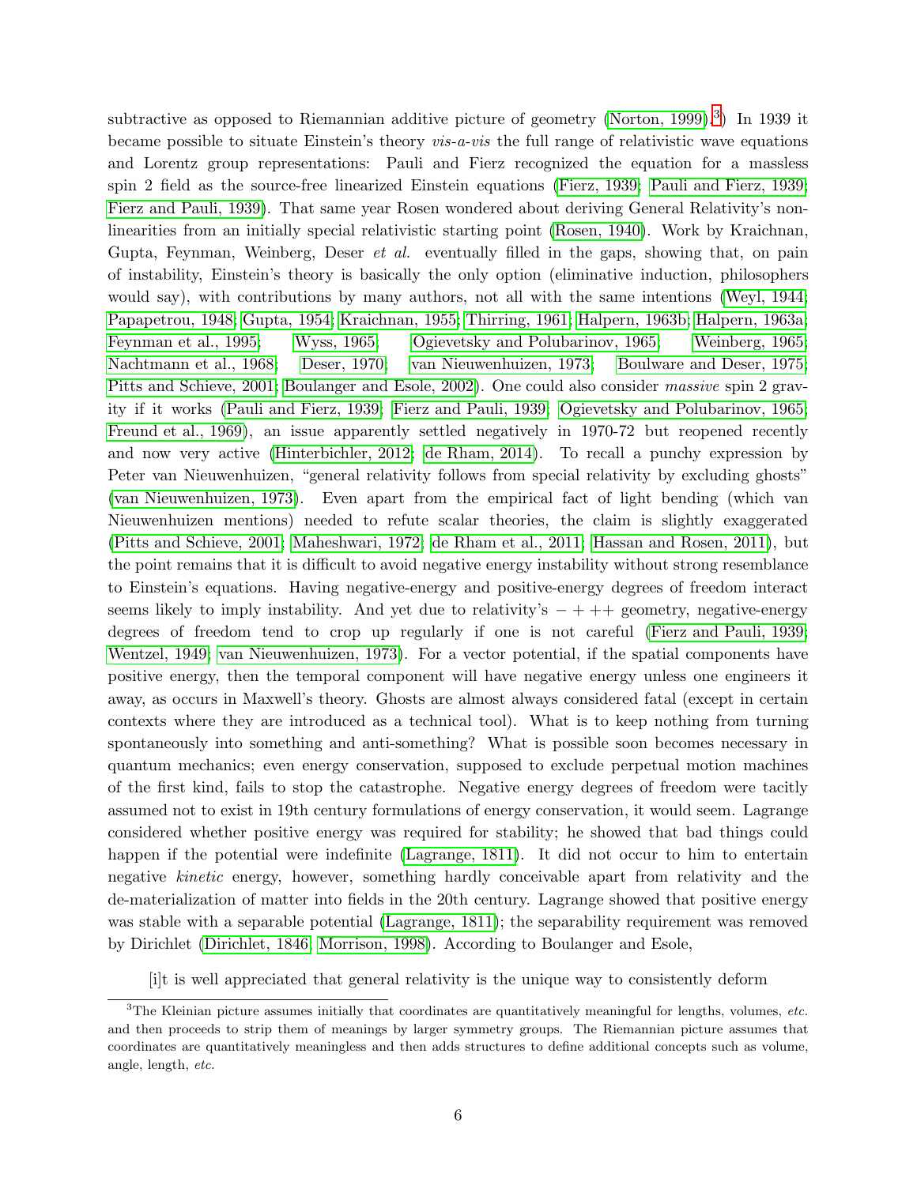subtractive as opposed to Riemannian additive picture of geometry (Norton, 1999).[3]) In 1939 it became possible to situate Einstein's theory *vis-a-vis* the full range of relativistic wave equations and Lorentz group representations: Pauli and Fierz recognized the equation for a massless spin 2 field as the source-free linearized Einstein equations (Fierz, 1939; Pauli and Fierz, 1939; Fierz and Pauli, 1939). That same year Rosen wondered about deriving General Relativity's non-linearities from an initially special relativistic starting point (Rosen, 1940). Work by Kraichnan, Gupta, Feynman, Weinberg, Deser *et al.* eventually filled in the gaps, showing that, on pain of instability, Einstein's theory is basically the only option (eliminative induction, philosophers would say), with contributions by many authors, not all with the same intentions (Weyl, 1944; Papapetrou, 1948; Gupta, 1954; Kraichnan, 1955; Thirring, 1961; Halpern, 1963b; Halpern, 1963a; Feynman et al., 1995; Wyss, 1965; Ogievetsky and Polubarinov, 1965; Weinberg, 1965; Nachtmann et al., 1968; Deser, 1970; van Nieuwenhuizen, 1973; Boulware and Deser, 1975; Pitts and Schieve, 2001; Boulanger and Esole, 2002). One could also consider *massive* spin 2 gravity if it works (Pauli and Fierz, 1939; Fierz and Pauli, 1939; Ogievetsky and Polubarinov, 1965; Freund et al., 1969), an issue apparently settled negatively in 1970-72 but reopened recently and now very active (Hinterbichler, 2012; de Rham, 2014). To recall a punchy expression by Peter van Nieuwenhuizen, "general relativity follows from special relativity by excluding ghosts" (van Nieuwenhuizen, 1973). Even apart from the empirical fact of light bending (which van Nieuwenhuizen mentions) needed to refute scalar theories, the claim is slightly exaggerated (Pitts and Schieve, 2001; Maheshwari, 1972; de Rham et al., 2011; Hassan and Rosen, 2011), but the point remains that it is difficult to avoid negative energy instability without strong resemblance to Einstein's equations. Having negative-energy and positive-energy degrees of freedom interact seems likely to imply instability. And yet due to relativity's $- + ++$ geometry, negative-energy degrees of freedom tend to crop up regularly if one is not careful (Fierz and Pauli, 1939; Wentzel, 1949; van Nieuwenhuizen, 1973). For a vector potential, if the spatial components have positive energy, then the temporal component will have negative energy unless one engineers it away, as occurs in Maxwell's theory. Ghosts are almost always considered fatal (except in certain contexts where they are introduced as a technical tool). What is to keep nothing from turning spontaneously into something and anti-something? What is possible soon becomes necessary in quantum mechanics; even energy conservation, supposed to exclude perpetual motion machines of the first kind, fails to stop the catastrophe. Negative energy degrees of freedom were tacitly assumed not to exist in 19th century formulations of energy conservation, it would seem. Lagrange considered whether positive energy was required for stability; he showed that bad things could happen if the potential were indefinite (Lagrange, 1811). It did not occur to him to entertain negative *kinetic* energy, however, something hardly conceivable apart from relativity and the de-materialization of matter into fields in the 20th century. Lagrange showed that positive energy was stable with a separable potential (Lagrange, 1811); the separability requirement was removed by Dirichlet (Dirichlet, 1846; Morrison, 1998). According to Boulanger and Esole,

> [i]t is well appreciated that general relativity is the unique way to consistently deform

[3] The Kleinian picture assumes initially that coordinates are quantitatively meaningful for lengths, volumes, *etc.* and then proceeds to strip them of meanings by larger symmetry groups. The Riemannian picture assumes that coordinates are quantitatively meaningless and then adds structures to define additional concepts such as volume, angle, length, *etc.*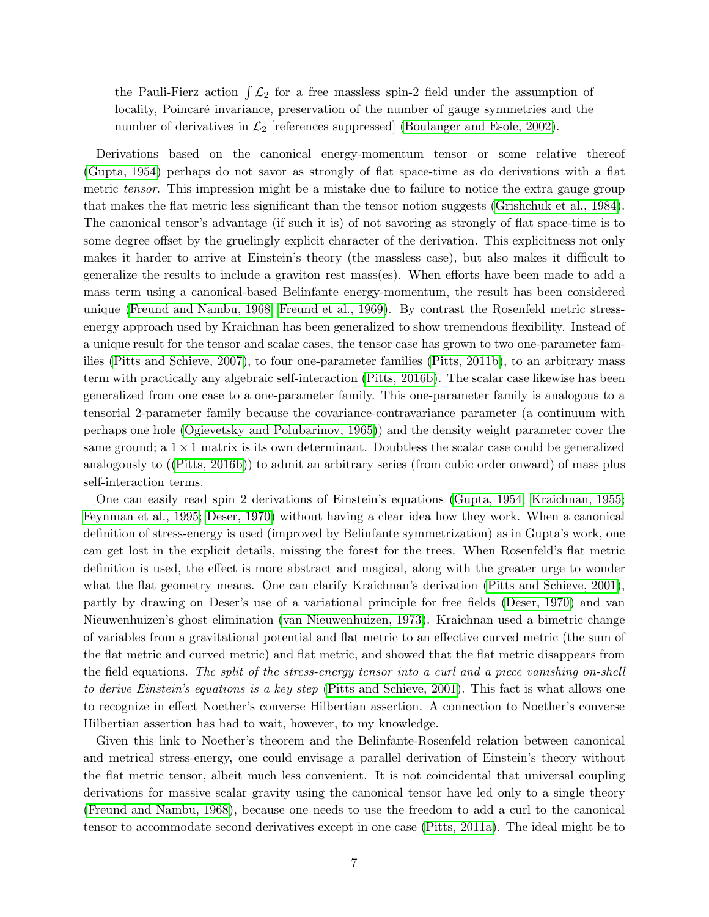the Pauli-Fierz action $\int \mathcal{L}_2$ for a free massless spin-2 field under the assumption of locality, Poincaré invariance, preservation of the number of gauge symmetries and the number of derivatives in $\mathcal{L}_2$ [references suppressed] (Boulanger and Esole, 2002).

Derivations based on the canonical energy-momentum tensor or some relative thereof (Gupta, 1954) perhaps do not savor as strongly of flat space-time as do derivations with a flat metric *tensor*. This impression might be a mistake due to failure to notice the extra gauge group that makes the flat metric less significant than the tensor notion suggests (Grishchuk et al., 1984). The canonical tensor's advantage (if such it is) of not savoring as strongly of flat space-time is to some degree offset by the gruelingly explicit character of the derivation. This explicitness not only makes it harder to arrive at Einstein's theory (the massless case), but also makes it difficult to generalize the results to include a graviton rest mass(es). When efforts have been made to add a mass term using a canonical-based Belinfante energy-momentum, the result has been considered unique (Freund and Nambu, 1968; Freund et al., 1969). By contrast the Rosenfeld metric stress-energy approach used by Kraichnan has been generalized to show tremendous flexibility. Instead of a unique result for the tensor and scalar cases, the tensor case has grown to two one-parameter families (Pitts and Schieve, 2007), to four one-parameter families (Pitts, 2011b), to an arbitrary mass term with practically any algebraic self-interaction (Pitts, 2016b). The scalar case likewise has been generalized from one case to a one-parameter family. This one-parameter family is analogous to a tensorial 2-parameter family because the covariance-contravariance parameter (a continuum with perhaps one hole (Ogievetsky and Polubarinov, 1965)) and the density weight parameter cover the same ground; a $1 \times 1$ matrix is its own determinant. Doubtless the scalar case could be generalized analogously to ((Pitts, 2016b)) to admit an arbitrary series (from cubic order onward) of mass plus self-interaction terms.

One can easily read spin 2 derivations of Einstein's equations (Gupta, 1954; Kraichnan, 1955; Feynman et al., 1995; Deser, 1970) without having a clear idea how they work. When a canonical definition of stress-energy is used (improved by Belinfante symmetrization) as in Gupta's work, one can get lost in the explicit details, missing the forest for the trees. When Rosenfeld's flat metric definition is used, the effect is more abstract and magical, along with the greater urge to wonder what the flat geometry means. One can clarify Kraichnan's derivation (Pitts and Schieve, 2001), partly by drawing on Deser's use of a variational principle for free fields (Deser, 1970) and van Nieuwenhuizen's ghost elimination (van Nieuwenhuizen, 1973). Kraichnan used a bimetric change of variables from a gravitational potential and flat metric to an effective curved metric (the sum of the flat metric and curved metric) and flat metric, and showed that the flat metric disappears from the field equations. *The split of the stress-energy tensor into a curl and a piece vanishing on-shell to derive Einstein's equations is a key step* (Pitts and Schieve, 2001). This fact is what allows one to recognize in effect Noether's converse Hilbertian assertion. A connection to Noether's converse Hilbertian assertion has had to wait, however, to my knowledge.

Given this link to Noether's theorem and the Belinfante-Rosenfeld relation between canonical and metrical stress-energy, one could envisage a parallel derivation of Einstein's theory without the flat metric tensor, albeit much less convenient. It is not coincidental that universal coupling derivations for massive scalar gravity using the canonical tensor have led only to a single theory (Freund and Nambu, 1968), because one needs to use the freedom to add a curl to the canonical tensor to accommodate second derivatives except in one case (Pitts, 2011a). The ideal might be to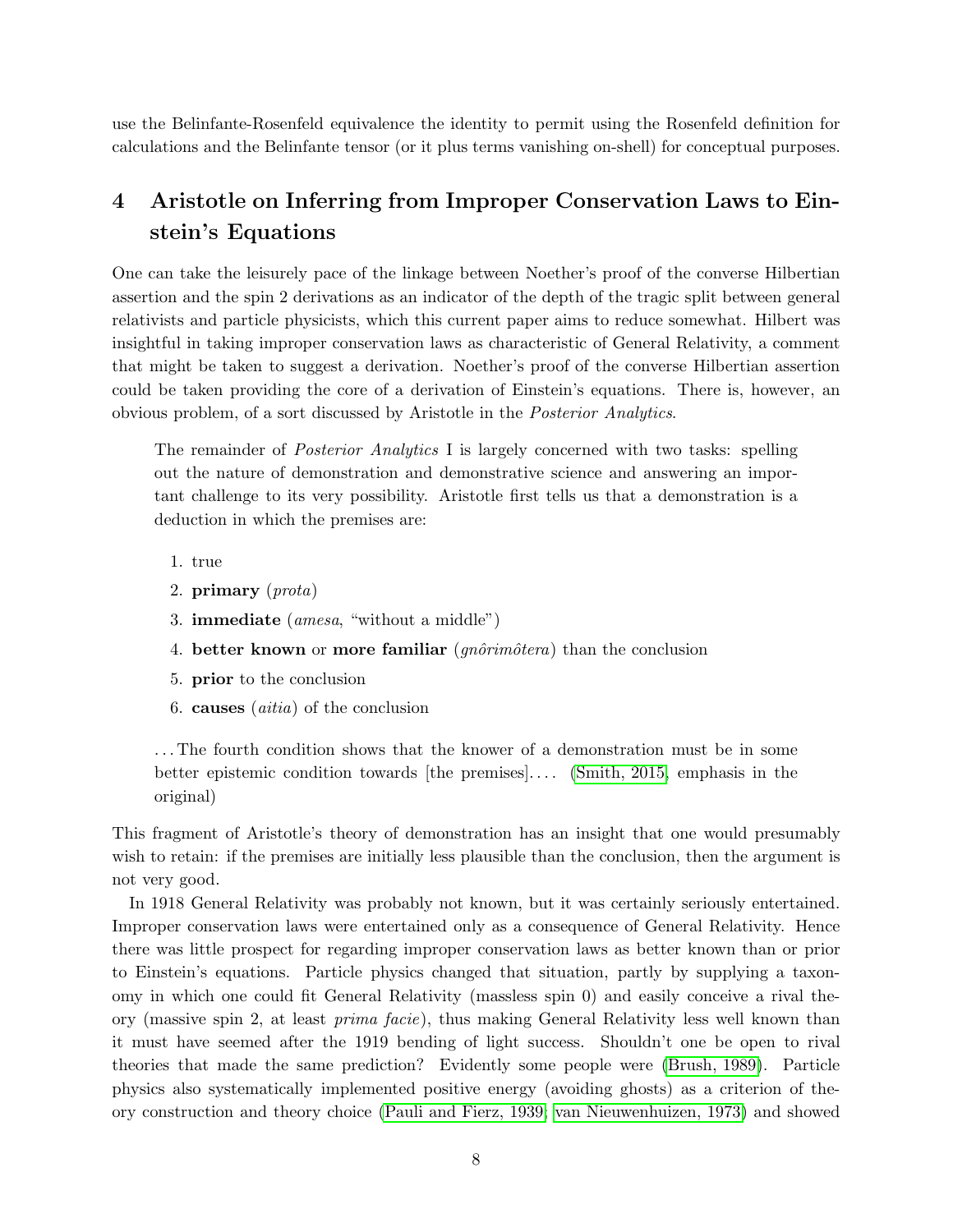use the Belinfante-Rosenfeld equivalence the identity to permit using the Rosenfeld definition for calculations and the Belinfante tensor (or it plus terms vanishing on-shell) for conceptual purposes.

## 4 Aristotle on Inferring from Improper Conservation Laws to Einstein's Equations

One can take the leisurely pace of the linkage between Noether's proof of the converse Hilbertian assertion and the spin 2 derivations as an indicator of the depth of the tragic split between general relativists and particle physicists, which this current paper aims to reduce somewhat. Hilbert was insightful in taking improper conservation laws as characteristic of General Relativity, a comment that might be taken to suggest a derivation. Noether's proof of the converse Hilbertian assertion could be taken providing the core of a derivation of Einstein's equations. There is, however, an obvious problem, of a sort discussed by Aristotle in the *Posterior Analytics*.

> The remainder of *Posterior Analytics* I is largely concerned with two tasks: spelling out the nature of demonstration and demonstrative science and answering an important challenge to its very possibility. Aristotle first tells us that a demonstration is a deduction in which the premises are:
>
> 1. true
> 2. **primary** (*prota*)
> 3. **immediate** (*amesa*, "without a middle")
> 4. **better known** or **more familiar** (*gnôrimôtera*) than the conclusion
> 5. **prior** to the conclusion
> 6. **causes** (*aitia*) of the conclusion
>
> ... The fourth condition shows that the knower of a demonstration must be in some better epistemic condition towards [the premises].... (Smith, 2015, emphasis in the original)

This fragment of Aristotle's theory of demonstration has an insight that one would presumably wish to retain: if the premises are initially less plausible than the conclusion, then the argument is not very good.

In 1918 General Relativity was probably not known, but it was certainly seriously entertained. Improper conservation laws were entertained only as a consequence of General Relativity. Hence there was little prospect for regarding improper conservation laws as better known than or prior to Einstein's equations. Particle physics changed that situation, partly by supplying a taxonomy in which one could fit General Relativity (massless spin 0) and easily conceive a rival theory (massive spin 2, at least *prima facie*), thus making General Relativity less well known than it must have seemed after the 1919 bending of light success. Shouldn't one be open to rival theories that made the same prediction? Evidently some people were (Brush, 1989). Particle physics also systematically implemented positive energy (avoiding ghosts) as a criterion of theory construction and theory choice (Pauli and Fierz, 1939; van Nieuwenhuizen, 1973) and showed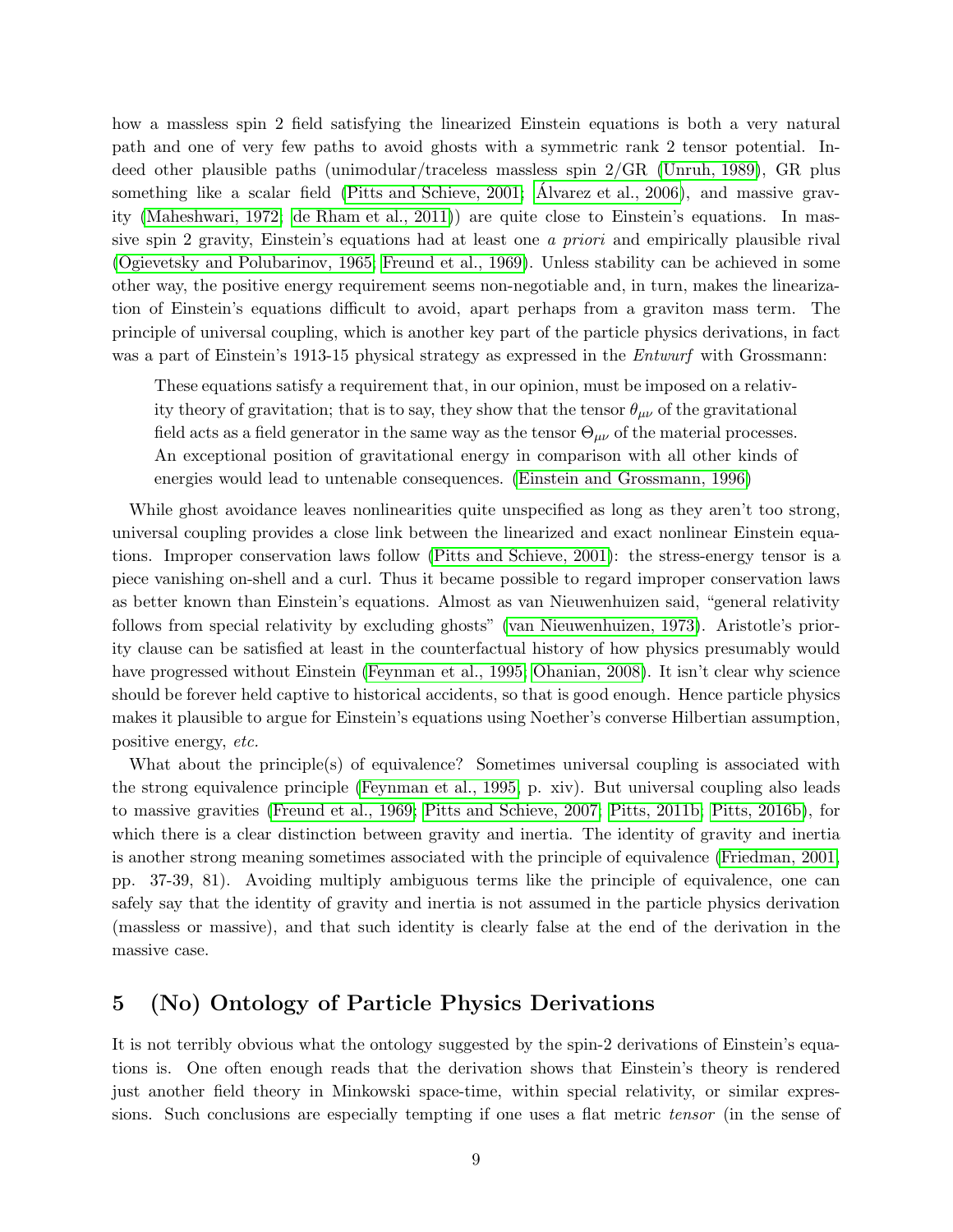how a massless spin 2 field satisfying the linearized Einstein equations is both a very natural path and one of very few paths to avoid ghosts with a symmetric rank 2 tensor potential. Indeed other plausible paths (unimodular/traceless massless spin 2/GR (Unruh, 1989), GR plus something like a scalar field (Pitts and Schieve, 2001; Álvarez et al., 2006), and massive gravity (Maheshwari, 1972; de Rham et al., 2011)) are quite close to Einstein's equations. In massive spin 2 gravity, Einstein's equations had at least one *a priori* and empirically plausible rival (Ogievetsky and Polubarinov, 1965; Freund et al., 1969). Unless stability can be achieved in some other way, the positive energy requirement seems non-negotiable and, in turn, makes the linearization of Einstein's equations difficult to avoid, apart perhaps from a graviton mass term. The principle of universal coupling, which is another key part of the particle physics derivations, in fact was a part of Einstein's 1913-15 physical strategy as expressed in the *Entwurf* with Grossmann:

> These equations satisfy a requirement that, in our opinion, must be imposed on a relativity theory of gravitation; that is to say, they show that the tensor $\theta_{\mu\nu}$ of the gravitational field acts as a field generator in the same way as the tensor $\Theta_{\mu\nu}$ of the material processes. An exceptional position of gravitational energy in comparison with all other kinds of energies would lead to untenable consequences. (Einstein and Grossmann, 1996)

While ghost avoidance leaves nonlinearities quite unspecified as long as they aren't too strong, universal coupling provides a close link between the linearized and exact nonlinear Einstein equations. Improper conservation laws follow (Pitts and Schieve, 2001): the stress-energy tensor is a piece vanishing on-shell and a curl. Thus it became possible to regard improper conservation laws as better known than Einstein's equations. Almost as van Nieuwenhuizen said, "general relativity follows from special relativity by excluding ghosts" (van Nieuwenhuizen, 1973). Aristotle's priority clause can be satisfied at least in the counterfactual history of how physics presumably would have progressed without Einstein (Feynman et al., 1995; Ohanian, 2008). It isn't clear why science should be forever held captive to historical accidents, so that is good enough. Hence particle physics makes it plausible to argue for Einstein's equations using Noether's converse Hilbertian assumption, positive energy, *etc.*

What about the principle(s) of equivalence? Sometimes universal coupling is associated with the strong equivalence principle (Feynman et al., 1995, p. xiv). But universal coupling also leads to massive gravities (Freund et al., 1969; Pitts and Schieve, 2007; Pitts, 2011b; Pitts, 2016b), for which there is a clear distinction between gravity and inertia. The identity of gravity and inertia is another strong meaning sometimes associated with the principle of equivalence (Friedman, 2001, pp. 37-39, 81). Avoiding multiply ambiguous terms like the principle of equivalence, one can safely say that the identity of gravity and inertia is not assumed in the particle physics derivation (massless or massive), and that such identity is clearly false at the end of the derivation in the massive case.

## 5 (No) Ontology of Particle Physics Derivations

It is not terribly obvious what the ontology suggested by the spin-2 derivations of Einstein's equations is. One often enough reads that the derivation shows that Einstein's theory is rendered just another field theory in Minkowski space-time, within special relativity, or similar expressions. Such conclusions are especially tempting if one uses a flat metric *tensor* (in the sense of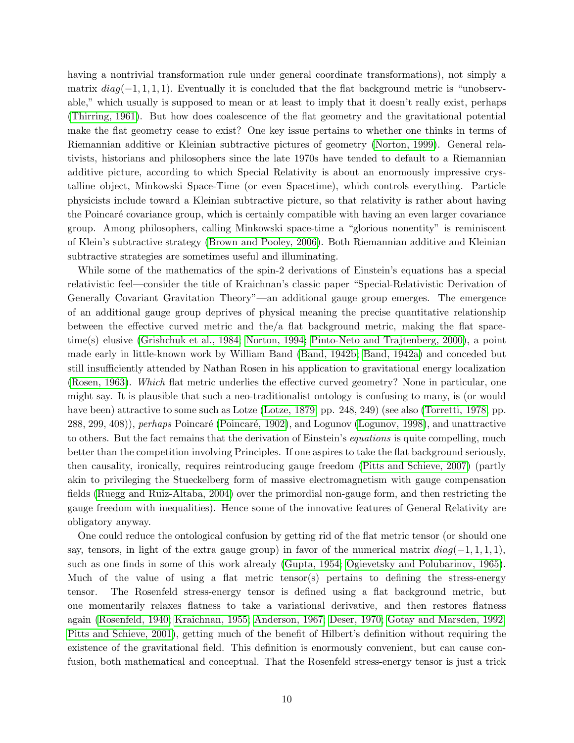having a nontrivial transformation rule under general coordinate transformations), not simply a matrix $diag(-1, 1, 1, 1)$. Eventually it is concluded that the flat background metric is "unobservable," which usually is supposed to mean or at least to imply that it doesn't really exist, perhaps (Thirring, 1961). But how does coalescence of the flat geometry and the gravitational potential make the flat geometry cease to exist? One key issue pertains to whether one thinks in terms of Riemannian additive or Kleinian subtractive pictures of geometry (Norton, 1999). General relativists, historians and philosophers since the late 1970s have tended to default to a Riemannian additive picture, according to which Special Relativity is about an enormously impressive crystalline object, Minkowski Space-Time (or even Spacetime), which controls everything. Particle physicists include toward a Kleinian subtractive picture, so that relativity is rather about having the Poincaré covariance group, which is certainly compatible with having an even larger covariance group. Among philosophers, calling Minkowski space-time a "glorious nonentity" is reminiscent of Klein's subtractive strategy (Brown and Pooley, 2006). Both Riemannian additive and Kleinian subtractive strategies are sometimes useful and illuminating.

While some of the mathematics of the spin-2 derivations of Einstein's equations has a special relativistic feel—consider the title of Kraichnan's classic paper "Special-Relativistic Derivation of Generally Covariant Gravitation Theory"—an additional gauge group emerges. The emergence of an additional gauge group deprives of physical meaning the precise quantitative relationship between the effective curved metric and the/a flat background metric, making the flat spacetime(s) elusive (Grishchuk et al., 1984; Norton, 1994; Pinto-Neto and Trajtenberg, 2000), a point made early in little-known work by William Band (Band, 1942b; Band, 1942a) and conceded but still insufficiently attended by Nathan Rosen in his application to gravitational energy localization (Rosen, 1963). *Which* flat metric underlies the effective curved geometry? None in particular, one might say. It is plausible that such a neo-traditionalist ontology is confusing to many, is (or would have been) attractive to some such as Lotze (Lotze, 1879, pp. 248, 249) (see also (Torretti, 1978, pp. 288, 299, 408)), *perhaps* Poincaré (Poincaré, 1902), and Logunov (Logunov, 1998), and unattractive to others. But the fact remains that the derivation of Einstein's *equations* is quite compelling, much better than the competition involving Principles. If one aspires to take the flat background seriously, then causality, ironically, requires reintroducing gauge freedom (Pitts and Schieve, 2007) (partly akin to privileging the Stueckelberg form of massive electromagnetism with gauge compensation fields (Ruegg and Ruiz-Altaba, 2004) over the primordial non-gauge form, and then restricting the gauge freedom with inequalities). Hence some of the innovative features of General Relativity are obligatory anyway.

One could reduce the ontological confusion by getting rid of the flat metric tensor (or should one say, tensors, in light of the extra gauge group) in favor of the numerical matrix $diag(-1, 1, 1, 1)$, such as one finds in some of this work already (Gupta, 1954; Ogievetsky and Polubarinov, 1965). Much of the value of using a flat metric tensor(s) pertains to defining the stress-energy tensor. The Rosenfeld stress-energy tensor is defined using a flat background metric, but one momentarily relaxes flatness to take a variational derivative, and then restores flatness again (Rosenfeld, 1940; Kraichnan, 1955; Anderson, 1967; Deser, 1970; Gotay and Marsden, 1992; Pitts and Schieve, 2001), getting much of the benefit of Hilbert's definition without requiring the existence of the gravitational field. This definition is enormously convenient, but can cause confusion, both mathematical and conceptual. That the Rosenfeld stress-energy tensor is just a trick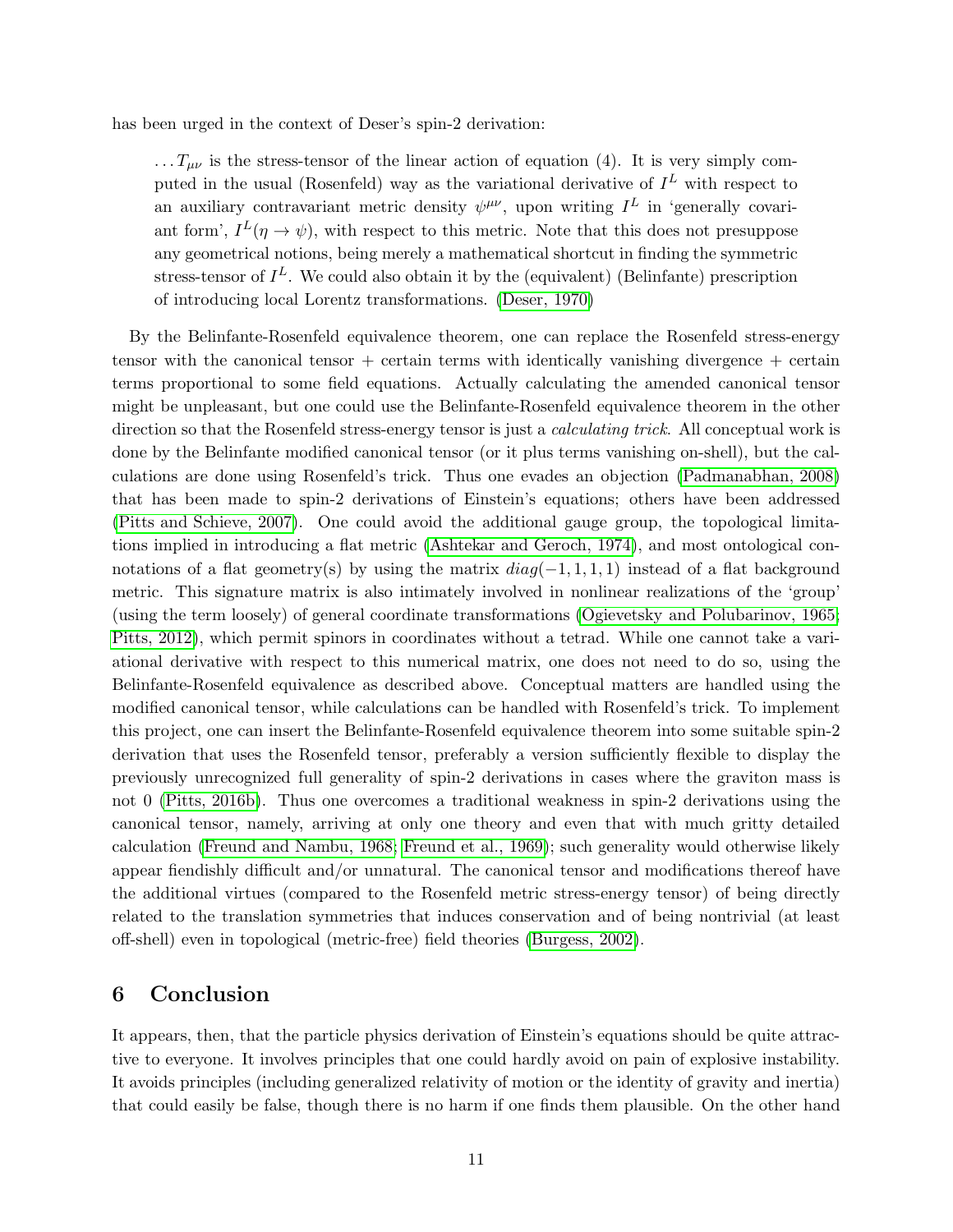has been urged in the context of Deser's spin-2 derivation:

> ... $T_{\mu\nu}$ is the stress-tensor of the linear action of equation (4). It is very simply computed in the usual (Rosenfeld) way as the variational derivative of $I^L$ with respect to an auxiliary contravariant metric density $\psi^{\mu\nu}$, upon writing $I^L$ in 'generally covariant form', $I^L(\eta \rightarrow \psi)$, with respect to this metric. Note that this does not presuppose any geometrical notions, being merely a mathematical shortcut in finding the symmetric stress-tensor of $I^L$. We could also obtain it by the (equivalent) (Belinfante) prescription of introducing local Lorentz transformations. (Deser, 1970)

By the Belinfante-Rosenfeld equivalence theorem, one can replace the Rosenfeld stress-energy tensor with the canonical tensor + certain terms with identically vanishing divergence + certain terms proportional to some field equations. Actually calculating the amended canonical tensor might be unpleasant, but one could use the Belinfante-Rosenfeld equivalence theorem in the other direction so that the Rosenfeld stress-energy tensor is just a *calculating trick*. All conceptual work is done by the Belinfante modified canonical tensor (or it plus terms vanishing on-shell), but the calculations are done using Rosenfeld's trick. Thus one evades an objection (Padmanabhan, 2008) that has been made to spin-2 derivations of Einstein's equations; others have been addressed (Pitts and Schieve, 2007). One could avoid the additional gauge group, the topological limitations implied in introducing a flat metric (Ashtekar and Geroch, 1974), and most ontological connotations of a flat geometry(s) by using the matrix $diag(-1, 1, 1, 1)$ instead of a flat background metric. This signature matrix is also intimately involved in nonlinear realizations of the 'group' (using the term loosely) of general coordinate transformations (Ogievetsky and Polubarinov, 1965; Pitts, 2012), which permit spinors in coordinates without a tetrad. While one cannot take a variational derivative with respect to this numerical matrix, one does not need to do so, using the Belinfante-Rosenfeld equivalence as described above. Conceptual matters are handled using the modified canonical tensor, while calculations can be handled with Rosenfeld's trick. To implement this project, one can insert the Belinfante-Rosenfeld equivalence theorem into some suitable spin-2 derivation that uses the Rosenfeld tensor, preferably a version sufficiently flexible to display the previously unrecognized full generality of spin-2 derivations in cases where the graviton mass is not 0 (Pitts, 2016b). Thus one overcomes a traditional weakness in spin-2 derivations using the canonical tensor, namely, arriving at only one theory and even that with much gritty detailed calculation (Freund and Nambu, 1968; Freund et al., 1969); such generality would otherwise likely appear fiendishly difficult and/or unnatural. The canonical tensor and modifications thereof have the additional virtues (compared to the Rosenfeld metric stress-energy tensor) of being directly related to the translation symmetries that induces conservation and of being nontrivial (at least off-shell) even in topological (metric-free) field theories (Burgess, 2002).

## 6 Conclusion

It appears, then, that the particle physics derivation of Einstein's equations should be quite attractive to everyone. It involves principles that one could hardly avoid on pain of explosive instability. It avoids principles (including generalized relativity of motion or the identity of gravity and inertia) that could easily be false, though there is no harm if one finds them plausible. On the other hand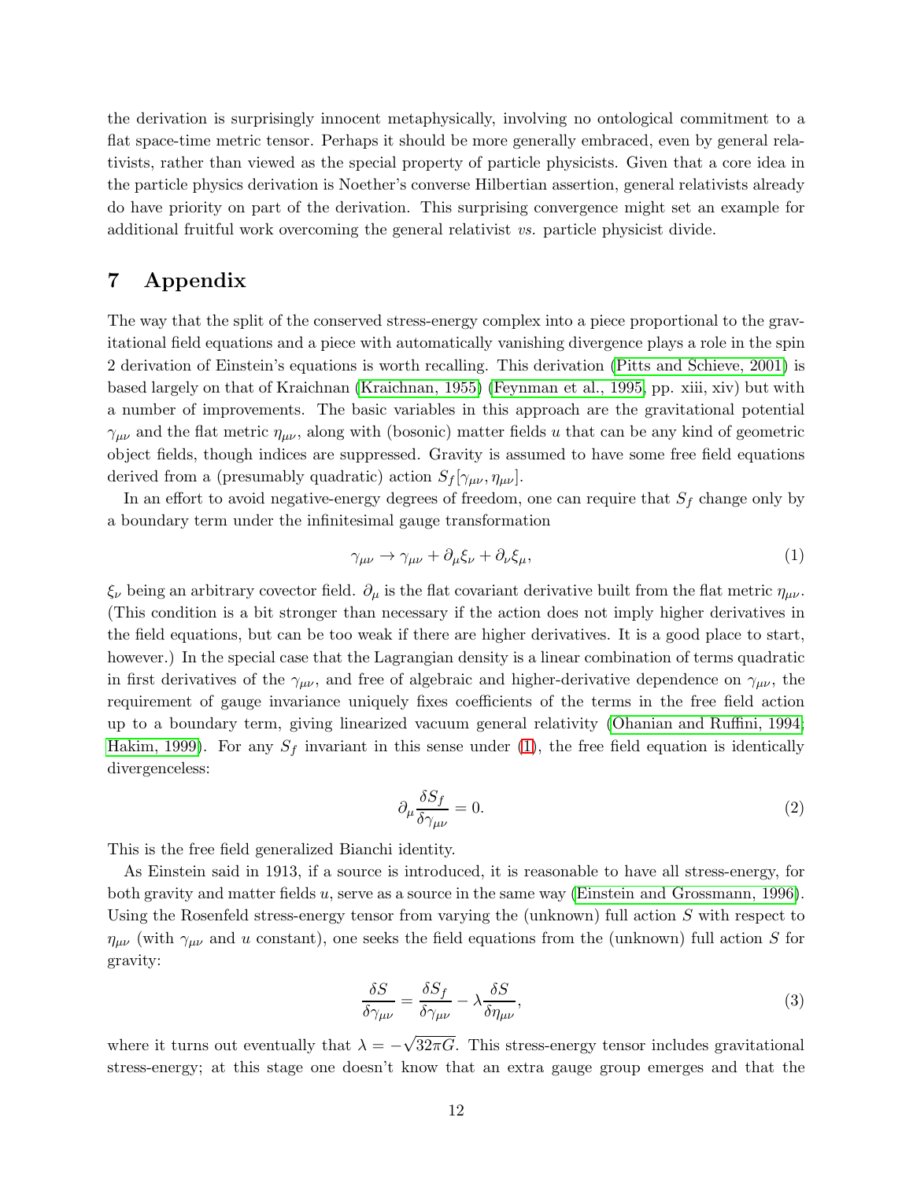the derivation is surprisingly innocent metaphysically, involving no ontological commitment to a flat space-time metric tensor. Perhaps it should be more generally embraced, even by general relativists, rather than viewed as the special property of particle physicists. Given that a core idea in the particle physics derivation is Noether's converse Hilbertian assertion, general relativists already do have priority on part of the derivation. This surprising convergence might set an example for additional fruitful work overcoming the general relativist *vs.* particle physicist divide.

# 7 Appendix

The way that the split of the conserved stress-energy complex into a piece proportional to the gravitational field equations and a piece with automatically vanishing divergence plays a role in the spin 2 derivation of Einstein's equations is worth recalling. This derivation (Pitts and Schieve, 2001) is based largely on that of Kraichnan (Kraichnan, 1955) (Feynman et al., 1995, pp. xiii, xiv) but with a number of improvements. The basic variables in this approach are the gravitational potential $\gamma_{\mu\nu}$ and the flat metric $\eta_{\mu\nu}$, along with (bosonic) matter fields $u$ that can be any kind of geometric object fields, though indices are suppressed. Gravity is assumed to have some free field equations derived from a (presumably quadratic) action $S_f[\gamma_{\mu\nu}, \eta_{\mu\nu}]$.

In an effort to avoid negative-energy degrees of freedom, one can require that $S_f$ change only by a boundary term under the infinitesimal gauge transformation

$$\gamma_{\mu\nu} \rightarrow \gamma_{\mu\nu} + \partial_\mu \xi_\nu + \partial_\nu \xi_\mu, \tag{1}$$

$\xi_\nu$ being an arbitrary covector field. $\partial_\mu$ is the flat covariant derivative built from the flat metric $\eta_{\mu\nu}$. (This condition is a bit stronger than necessary if the action does not imply higher derivatives in the field equations, but can be too weak if there are higher derivatives. It is a good place to start, however.) In the special case that the Lagrangian density is a linear combination of terms quadratic in first derivatives of the $\gamma_{\mu\nu}$, and free of algebraic and higher-derivative dependence on $\gamma_{\mu\nu}$, the requirement of gauge invariance uniquely fixes coefficients of the terms in the free field action up to a boundary term, giving linearized vacuum general relativity (Ohanian and Ruffini, 1994; Hakim, 1999). For any $S_f$ invariant in this sense under (1), the free field equation is identically divergenceless:

$$\partial_\mu \frac{\delta S_f}{\delta \gamma_{\mu\nu}} = 0. \tag{2}$$

This is the free field generalized Bianchi identity.

As Einstein said in 1913, if a source is introduced, it is reasonable to have all stress-energy, for both gravity and matter fields $u$, serve as a source in the same way (Einstein and Grossmann, 1996). Using the Rosenfeld stress-energy tensor from varying the (unknown) full action $S$ with respect to $\eta_{\mu\nu}$ (with $\gamma_{\mu\nu}$ and $u$ constant), one seeks the field equations from the (unknown) full action $S$ for gravity:

$$\frac{\delta S}{\delta \gamma_{\mu\nu}} = \frac{\delta S_f}{\delta \gamma_{\mu\nu}} - \lambda \frac{\delta S}{\delta \eta_{\mu\nu}}, \tag{3}$$

where it turns out eventually that $\lambda = -\sqrt{32\pi G}$. This stress-energy tensor includes gravitational stress-energy; at this stage one doesn't know that an extra gauge group emerges and that the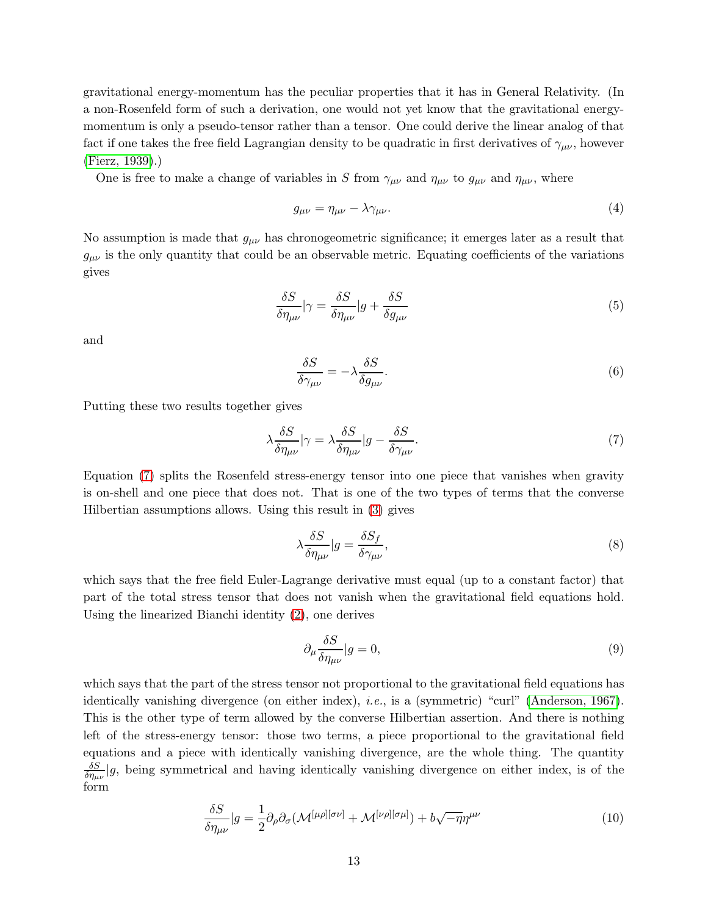gravitational energy-momentum has the peculiar properties that it has in General Relativity. (In a non-Rosenfeld form of such a derivation, one would not yet know that the gravitational energy-momentum is only a pseudo-tensor rather than a tensor. One could derive the linear analog of that fact if one takes the free field Lagrangian density to be quadratic in first derivatives of $\gamma_{\mu\nu}$, however (Fierz, 1939).)

One is free to make a change of variables in $S$ from $\gamma_{\mu\nu}$ and $\eta_{\mu\nu}$ to $g_{\mu\nu}$ and $\eta_{\mu\nu}$, where

$$g_{\mu\nu} = \eta_{\mu\nu} - \lambda\gamma_{\mu\nu}. \tag{4}$$

No assumption is made that $g_{\mu\nu}$ has chronogeometric significance; it emerges later as a result that $g_{\mu\nu}$ is the only quantity that could be an observable metric. Equating coefficients of the variations gives

$$\frac{\delta S}{\delta \eta_{\mu\nu}}|\gamma = \frac{\delta S}{\delta \eta_{\mu\nu}}|g + \frac{\delta S}{\delta g_{\mu\nu}} \tag{5}$$

and

$$\frac{\delta S}{\delta \gamma_{\mu\nu}} = -\lambda \frac{\delta S}{\delta g_{\mu\nu}}. \tag{6}$$

Putting these two results together gives

$$\lambda \frac{\delta S}{\delta \eta_{\mu\nu}}|\gamma = \lambda \frac{\delta S}{\delta \eta_{\mu\nu}}|g - \frac{\delta S}{\delta \gamma_{\mu\nu}}. \tag{7}$$

Equation (7) splits the Rosenfeld stress-energy tensor into one piece that vanishes when gravity is on-shell and one piece that does not. That is one of the two types of terms that the converse Hilbertian assumptions allows. Using this result in (3) gives

$$\lambda \frac{\delta S}{\delta \eta_{\mu\nu}}|g = \frac{\delta S_f}{\delta \gamma_{\mu\nu}}, \tag{8}$$

which says that the free field Euler-Lagrange derivative must equal (up to a constant factor) that part of the total stress tensor that does not vanish when the gravitational field equations hold. Using the linearized Bianchi identity (2), one derives

$$\partial_\mu \frac{\delta S}{\delta \eta_{\mu\nu}}|g = 0, \tag{9}$$

which says that the part of the stress tensor not proportional to the gravitational field equations has identically vanishing divergence (on either index), *i.e.*, is a (symmetric) "curl" (Anderson, 1967). This is the other type of term allowed by the converse Hilbertian assertion. And there is nothing left of the stress-energy tensor: those two terms, a piece proportional to the gravitational field equations and a piece with identically vanishing divergence, are the whole thing. The quantity $\frac{\delta S}{\delta \eta_{\mu\nu}}|g$, being symmetrical and having identically vanishing divergence on either index, is of the form

$$\frac{\delta S}{\delta \eta_{\mu\nu}}|g = \frac{1}{2}\partial_\rho \partial_\sigma (\mathcal{M}^{[\mu\rho][\sigma\nu]} + \mathcal{M}^{[\nu\rho][\sigma\mu]}) + b\sqrt{-\eta}\eta^{\mu\nu} \tag{10}$$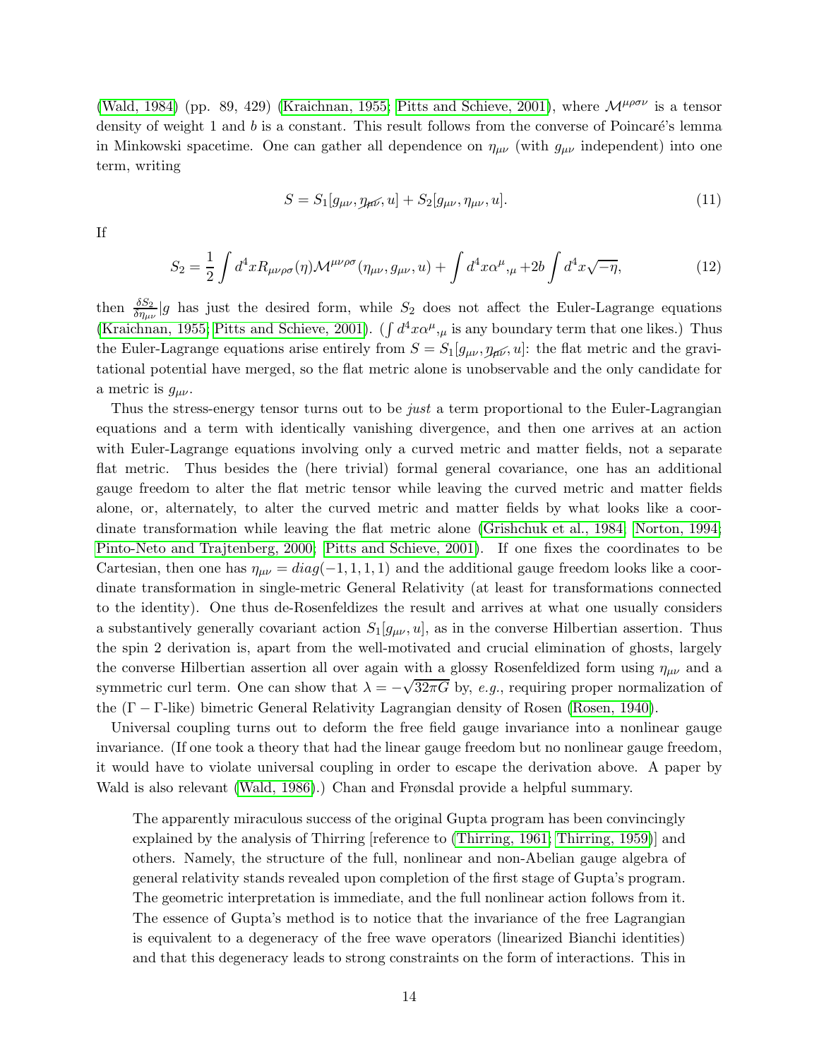(Wald, 1984) (pp. 89, 429) (Kraichnan, 1955; Pitts and Schieve, 2001), where $\mathcal{M}^{\mu\rho\sigma\nu}$ is a tensor density of weight 1 and $b$ is a constant. This result follows from the converse of Poincaré's lemma in Minkowski spacetime. One can gather all dependence on $\eta_{\mu\nu}$ (with $g_{\mu\nu}$ independent) into one term, writing

$$S = S_1[g_{\mu\nu}, \not{\eta_{\mu\nu}}, u] + S_2[g_{\mu\nu}, \eta_{\mu\nu}, u]. \tag{11}$$

If

$$S_2 = \frac{1}{2}\int d^4x R_{\mu\nu\rho\sigma}(\eta)\mathcal{M}^{\mu\nu\rho\sigma}(\eta_{\mu\nu}, g_{\mu\nu}, u) + \int d^4x \alpha^{\mu}{}_{,\mu} + 2b\int d^4x\sqrt{-\eta}, \tag{12}$$

then $\frac{\delta S_2}{\delta \eta_{\mu\nu}}|g$ has just the desired form, while $S_2$ does not affect the Euler-Lagrange equations (Kraichnan, 1955; Pitts and Schieve, 2001). ($\int d^4x\alpha^{\mu}{}_{,\mu}$ is any boundary term that one likes.) Thus the Euler-Lagrange equations arise entirely from $S = S_1[g_{\mu\nu}, \not{\eta_{\mu\nu}}, u]$: the flat metric and the gravitational potential have merged, so the flat metric alone is unobservable and the only candidate for a metric is $g_{\mu\nu}$.

Thus the stress-energy tensor turns out to be *just* a term proportional to the Euler-Lagrangian equations and a term with identically vanishing divergence, and then one arrives at an action with Euler-Lagrange equations involving only a curved metric and matter fields, not a separate flat metric. Thus besides the (here trivial) formal general covariance, one has an additional gauge freedom to alter the flat metric tensor while leaving the curved metric and matter fields alone, or, alternately, to alter the curved metric and matter fields by what looks like a coordinate transformation while leaving the flat metric alone (Grishchuk et al., 1984; Norton, 1994; Pinto-Neto and Trajtenberg, 2000; Pitts and Schieve, 2001). If one fixes the coordinates to be Cartesian, then one has $\eta_{\mu\nu} = diag(-1, 1, 1, 1)$ and the additional gauge freedom looks like a coordinate transformation in single-metric General Relativity (at least for transformations connected to the identity). One thus de-Rosenfeldizes the result and arrives at what one usually considers a substantively generally covariant action $S_1[g_{\mu\nu}, u]$, as in the converse Hilbertian assertion. Thus the spin 2 derivation is, apart from the well-motivated and crucial elimination of ghosts, largely the converse Hilbertian assertion all over again with a glossy Rosenfeldized form using $\eta_{\mu\nu}$ and a symmetric curl term. One can show that $\lambda = -\sqrt{32\pi G}$ by, *e.g.*, requiring proper normalization of the ($\Gamma - \Gamma$-like) bimetric General Relativity Lagrangian density of Rosen (Rosen, 1940).

Universal coupling turns out to deform the free field gauge invariance into a nonlinear gauge invariance. (If one took a theory that had the linear gauge freedom but no nonlinear gauge freedom, it would have to violate universal coupling in order to escape the derivation above. A paper by Wald is also relevant (Wald, 1986).) Chan and Frønsdal provide a helpful summary.

> The apparently miraculous success of the original Gupta program has been convincingly explained by the analysis of Thirring [reference to (Thirring, 1961; Thirring, 1959)] and others. Namely, the structure of the full, nonlinear and non-Abelian gauge algebra of general relativity stands revealed upon completion of the first stage of Gupta's program. The geometric interpretation is immediate, and the full nonlinear action follows from it. The essence of Gupta's method is to notice that the invariance of the free Lagrangian is equivalent to a degeneracy of the free wave operators (linearized Bianchi identities) and that this degeneracy leads to strong constraints on the form of interactions. This in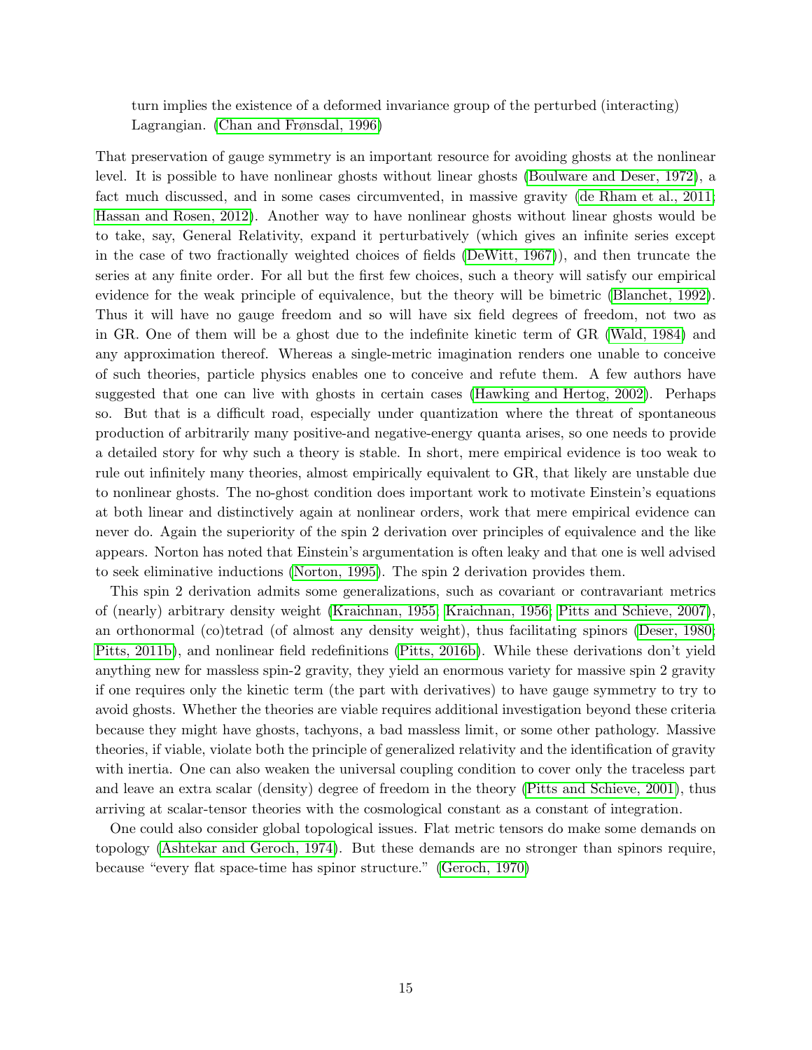turn implies the existence of a deformed invariance group of the perturbed (interacting) Lagrangian. (Chan and Frønsdal, 1996)

That preservation of gauge symmetry is an important resource for avoiding ghosts at the nonlinear level. It is possible to have nonlinear ghosts without linear ghosts (Boulware and Deser, 1972), a fact much discussed, and in some cases circumvented, in massive gravity (de Rham et al., 2011; Hassan and Rosen, 2012). Another way to have nonlinear ghosts without linear ghosts would be to take, say, General Relativity, expand it perturbatively (which gives an infinite series except in the case of two fractionally weighted choices of fields (DeWitt, 1967)), and then truncate the series at any finite order. For all but the first few choices, such a theory will satisfy our empirical evidence for the weak principle of equivalence, but the theory will be bimetric (Blanchet, 1992). Thus it will have no gauge freedom and so will have six field degrees of freedom, not two as in GR. One of them will be a ghost due to the indefinite kinetic term of GR (Wald, 1984) and any approximation thereof. Whereas a single-metric imagination renders one unable to conceive of such theories, particle physics enables one to conceive and refute them. A few authors have suggested that one can live with ghosts in certain cases (Hawking and Hertog, 2002). Perhaps so. But that is a difficult road, especially under quantization where the threat of spontaneous production of arbitrarily many positive-and negative-energy quanta arises, so one needs to provide a detailed story for why such a theory is stable. In short, mere empirical evidence is too weak to rule out infinitely many theories, almost empirically equivalent to GR, that likely are unstable due to nonlinear ghosts. The no-ghost condition does important work to motivate Einstein's equations at both linear and distinctively again at nonlinear orders, work that mere empirical evidence can never do. Again the superiority of the spin 2 derivation over principles of equivalence and the like appears. Norton has noted that Einstein's argumentation is often leaky and that one is well advised to seek eliminative inductions (Norton, 1995). The spin 2 derivation provides them.

This spin 2 derivation admits some generalizations, such as covariant or contravariant metrics of (nearly) arbitrary density weight (Kraichnan, 1955; Kraichnan, 1956; Pitts and Schieve, 2007), an orthonormal (co)tetrad (of almost any density weight), thus facilitating spinors (Deser, 1980; Pitts, 2011b), and nonlinear field redefinitions (Pitts, 2016b). While these derivations don't yield anything new for massless spin-2 gravity, they yield an enormous variety for massive spin 2 gravity if one requires only the kinetic term (the part with derivatives) to have gauge symmetry to try to avoid ghosts. Whether the theories are viable requires additional investigation beyond these criteria because they might have ghosts, tachyons, a bad massless limit, or some other pathology. Massive theories, if viable, violate both the principle of generalized relativity and the identification of gravity with inertia. One can also weaken the universal coupling condition to cover only the traceless part and leave an extra scalar (density) degree of freedom in the theory (Pitts and Schieve, 2001), thus arriving at scalar-tensor theories with the cosmological constant as a constant of integration.

One could also consider global topological issues. Flat metric tensors do make some demands on topology (Ashtekar and Geroch, 1974). But these demands are no stronger than spinors require, because "every flat space-time has spinor structure." (Geroch, 1970)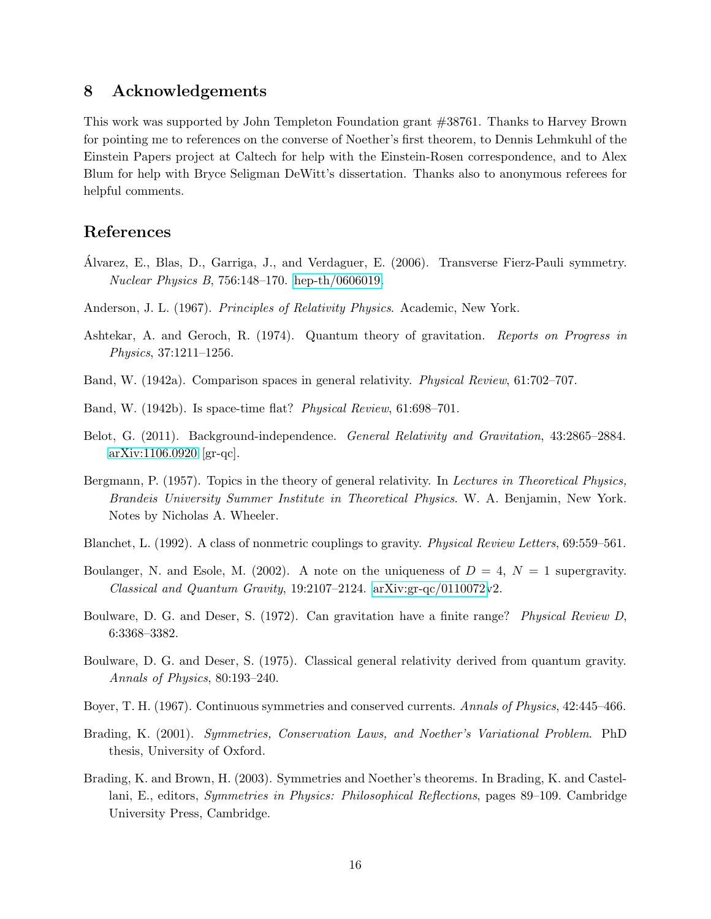## 8 Acknowledgements

This work was supported by John Templeton Foundation grant #38761. Thanks to Harvey Brown for pointing me to references on the converse of Noether's first theorem, to Dennis Lehmkuhl of the Einstein Papers project at Caltech for help with the Einstein-Rosen correspondence, and to Alex Blum for help with Bryce Seligman DeWitt's dissertation. Thanks also to anonymous referees for helpful comments.

## References

Álvarez, E., Blas, D., Garriga, J., and Verdaguer, E. (2006). Transverse Fierz-Pauli symmetry. *Nuclear Physics B*, 756:148–170. hep-th/0606019.

Anderson, J. L. (1967). *Principles of Relativity Physics*. Academic, New York.

Ashtekar, A. and Geroch, R. (1974). Quantum theory of gravitation. *Reports on Progress in Physics*, 37:1211–1256.

Band, W. (1942a). Comparison spaces in general relativity. *Physical Review*, 61:702–707.

Band, W. (1942b). Is space-time flat? *Physical Review*, 61:698–701.

Belot, G. (2011). Background-independence. *General Relativity and Gravitation*, 43:2865–2884. arXiv:1106.0920 [gr-qc].

Bergmann, P. (1957). Topics in the theory of general relativity. In *Lectures in Theoretical Physics, Brandeis University Summer Institute in Theoretical Physics*. W. A. Benjamin, New York. Notes by Nicholas A. Wheeler.

Blanchet, L. (1992). A class of nonmetric couplings to gravity. *Physical Review Letters*, 69:559–561.

Boulanger, N. and Esole, M. (2002). A note on the uniqueness of $D = 4$, $N = 1$ supergravity. *Classical and Quantum Gravity*, 19:2107–2124. arXiv:gr-qc/0110072v2.

Boulware, D. G. and Deser, S. (1972). Can gravitation have a finite range? *Physical Review D*, 6:3368–3382.

Boulware, D. G. and Deser, S. (1975). Classical general relativity derived from quantum gravity. *Annals of Physics*, 80:193–240.

Boyer, T. H. (1967). Continuous symmetries and conserved currents. *Annals of Physics*, 42:445–466.

Brading, K. (2001). *Symmetries, Conservation Laws, and Noether's Variational Problem*. PhD thesis, University of Oxford.

Brading, K. and Brown, H. (2003). Symmetries and Noether's theorems. In Brading, K. and Castellani, E., editors, *Symmetries in Physics: Philosophical Reflections*, pages 89–109. Cambridge University Press, Cambridge.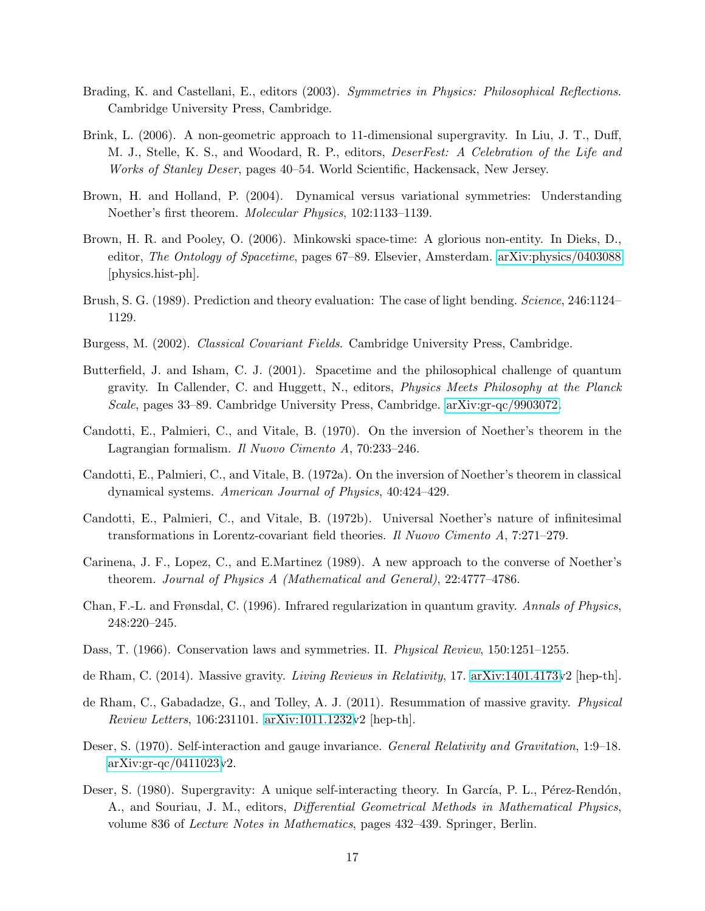Brading, K. and Castellani, E., editors (2003). *Symmetries in Physics: Philosophical Reflections*. Cambridge University Press, Cambridge.

Brink, L. (2006). A non-geometric approach to 11-dimensional supergravity. In Liu, J. T., Duff, M. J., Stelle, K. S., and Woodard, R. P., editors, *DeserFest: A Celebration of the Life and Works of Stanley Deser*, pages 40–54. World Scientific, Hackensack, New Jersey.

Brown, H. and Holland, P. (2004). Dynamical versus variational symmetries: Understanding Noether's first theorem. *Molecular Physics*, 102:1133–1139.

Brown, H. R. and Pooley, O. (2006). Minkowski space-time: A glorious non-entity. In Dieks, D., editor, *The Ontology of Spacetime*, pages 67–89. Elsevier, Amsterdam. arXiv:physics/0403088 [physics.hist-ph].

Brush, S. G. (1989). Prediction and theory evaluation: The case of light bending. *Science*, 246:1124–1129.

Burgess, M. (2002). *Classical Covariant Fields*. Cambridge University Press, Cambridge.

Butterfield, J. and Isham, C. J. (2001). Spacetime and the philosophical challenge of quantum gravity. In Callender, C. and Huggett, N., editors, *Physics Meets Philosophy at the Planck Scale*, pages 33–89. Cambridge University Press, Cambridge. arXiv:gr-qc/9903072.

Candotti, E., Palmieri, C., and Vitale, B. (1970). On the inversion of Noether's theorem in the Lagrangian formalism. *Il Nuovo Cimento A*, 70:233–246.

Candotti, E., Palmieri, C., and Vitale, B. (1972a). On the inversion of Noether's theorem in classical dynamical systems. *American Journal of Physics*, 40:424–429.

Candotti, E., Palmieri, C., and Vitale, B. (1972b). Universal Noether's nature of infinitesimal transformations in Lorentz-covariant field theories. *Il Nuovo Cimento A*, 7:271–279.

Carinena, J. F., Lopez, C., and E.Martinez (1989). A new approach to the converse of Noether's theorem. *Journal of Physics A (Mathematical and General)*, 22:4777–4786.

Chan, F.-L. and Frønsdal, C. (1996). Infrared regularization in quantum gravity. *Annals of Physics*, 248:220–245.

Dass, T. (1966). Conservation laws and symmetries. II. *Physical Review*, 150:1251–1255.

de Rham, C. (2014). Massive gravity. *Living Reviews in Relativity*, 17. arXiv:1401.4173v2 [hep-th].

de Rham, C., Gabadadze, G., and Tolley, A. J. (2011). Resummation of massive gravity. *Physical Review Letters*, 106:231101. arXiv:1011.1232v2 [hep-th].

Deser, S. (1970). Self-interaction and gauge invariance. *General Relativity and Gravitation*, 1:9–18. arXiv:gr-qc/0411023v2.

Deser, S. (1980). Supergravity: A unique self-interacting theory. In García, P. L., Pérez-Rendón, A., and Souriau, J. M., editors, *Differential Geometrical Methods in Mathematical Physics*, volume 836 of *Lecture Notes in Mathematics*, pages 432–439. Springer, Berlin.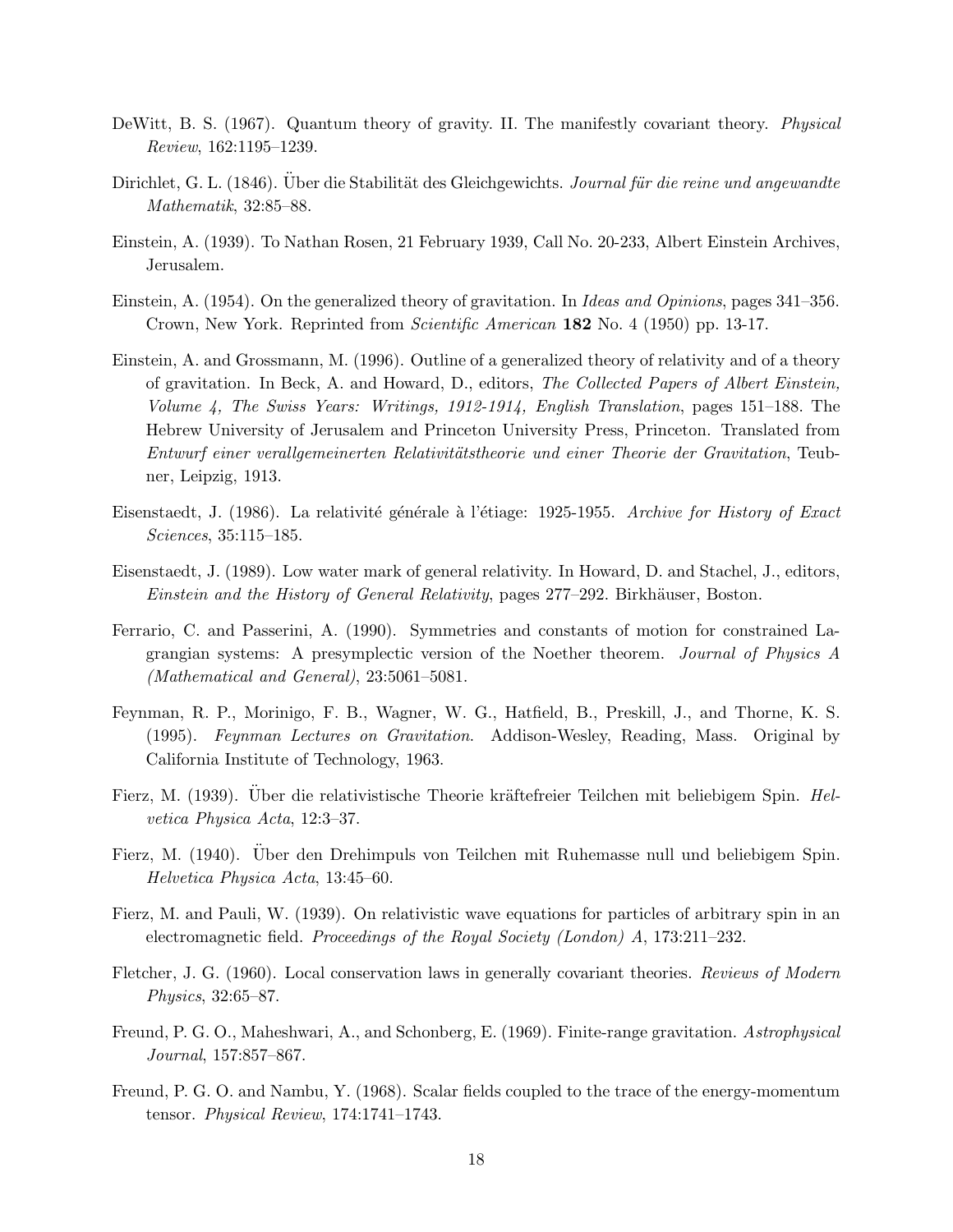DeWitt, B. S. (1967). Quantum theory of gravity. II. The manifestly covariant theory. *Physical Review*, 162:1195–1239.

Dirichlet, G. L. (1846). Über die Stabilität des Gleichgewichts. *Journal für die reine und angewandte Mathematik*, 32:85–88.

Einstein, A. (1939). To Nathan Rosen, 21 February 1939, Call No. 20-233, Albert Einstein Archives, Jerusalem.

Einstein, A. (1954). On the generalized theory of gravitation. In *Ideas and Opinions*, pages 341–356. Crown, New York. Reprinted from *Scientific American* **182** No. 4 (1950) pp. 13-17.

Einstein, A. and Grossmann, M. (1996). Outline of a generalized theory of relativity and of a theory of gravitation. In Beck, A. and Howard, D., editors, *The Collected Papers of Albert Einstein, Volume 4, The Swiss Years: Writings, 1912-1914, English Translation*, pages 151–188. The Hebrew University of Jerusalem and Princeton University Press, Princeton. Translated from *Entwurf einer verallgemeinerten Relativitätstheorie und einer Theorie der Gravitation*, Teubner, Leipzig, 1913.

Eisenstaedt, J. (1986). La relativité générale à l'étiage: 1925-1955. *Archive for History of Exact Sciences*, 35:115–185.

Eisenstaedt, J. (1989). Low water mark of general relativity. In Howard, D. and Stachel, J., editors, *Einstein and the History of General Relativity*, pages 277–292. Birkhäuser, Boston.

Ferrario, C. and Passerini, A. (1990). Symmetries and constants of motion for constrained Lagrangian systems: A presymplectic version of the Noether theorem. *Journal of Physics A (Mathematical and General)*, 23:5061–5081.

Feynman, R. P., Morinigo, F. B., Wagner, W. G., Hatfield, B., Preskill, J., and Thorne, K. S. (1995). *Feynman Lectures on Gravitation*. Addison-Wesley, Reading, Mass. Original by California Institute of Technology, 1963.

Fierz, M. (1939). Über die relativistische Theorie kräftefreier Teilchen mit beliebigem Spin. *Helvetica Physica Acta*, 12:3–37.

Fierz, M. (1940). Über den Drehimpuls von Teilchen mit Ruhemasse null und beliebigem Spin. *Helvetica Physica Acta*, 13:45–60.

Fierz, M. and Pauli, W. (1939). On relativistic wave equations for particles of arbitrary spin in an electromagnetic field. *Proceedings of the Royal Society (London) A*, 173:211–232.

Fletcher, J. G. (1960). Local conservation laws in generally covariant theories. *Reviews of Modern Physics*, 32:65–87.

Freund, P. G. O., Maheshwari, A., and Schonberg, E. (1969). Finite-range gravitation. *Astrophysical Journal*, 157:857–867.

Freund, P. G. O. and Nambu, Y. (1968). Scalar fields coupled to the trace of the energy-momentum tensor. *Physical Review*, 174:1741–1743.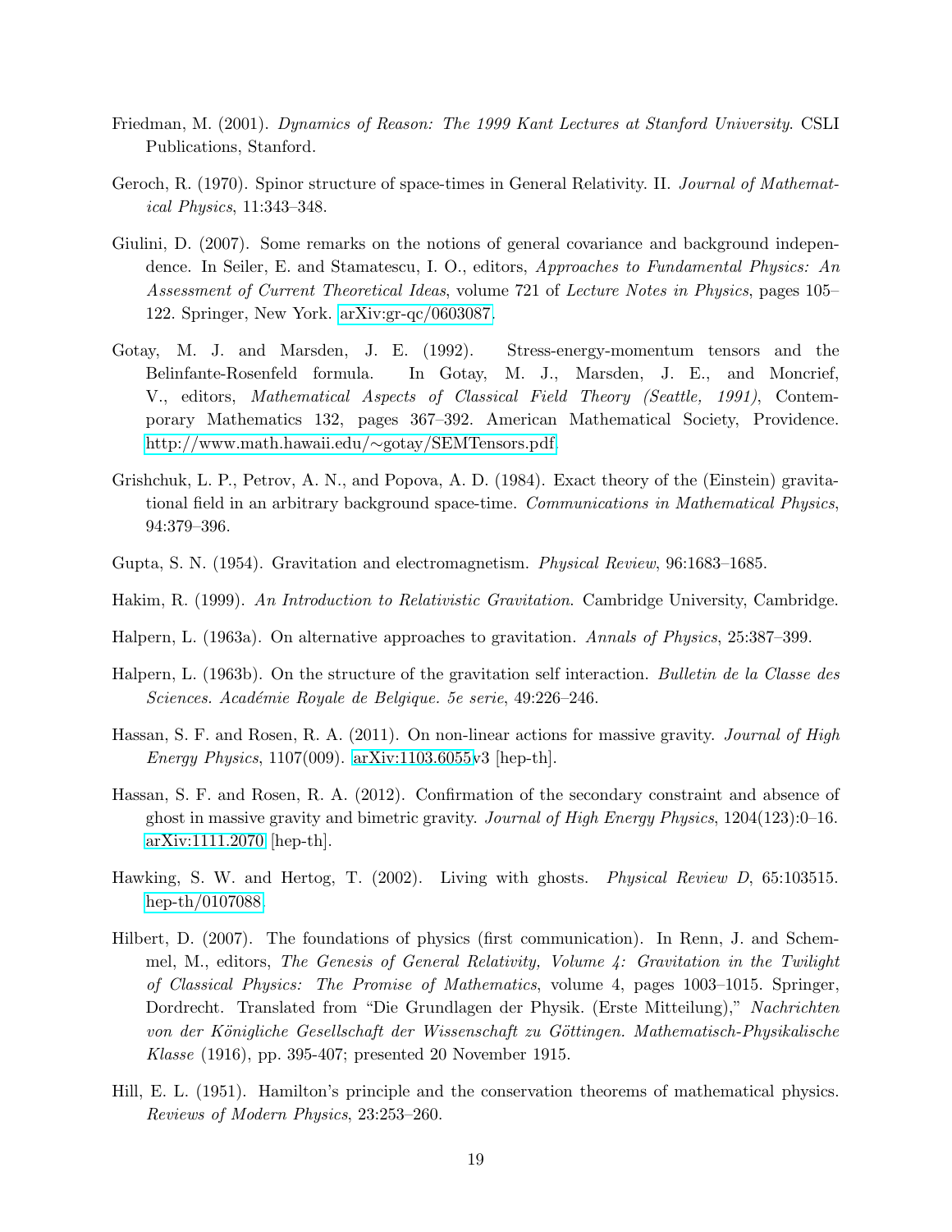Friedman, M. (2001). *Dynamics of Reason: The 1999 Kant Lectures at Stanford University*. CSLI Publications, Stanford.

Geroch, R. (1970). Spinor structure of space-times in General Relativity. II. *Journal of Mathematical Physics*, 11:343–348.

Giulini, D. (2007). Some remarks on the notions of general covariance and background independence. In Seiler, E. and Stamatescu, I. O., editors, *Approaches to Fundamental Physics: An Assessment of Current Theoretical Ideas*, volume 721 of *Lecture Notes in Physics*, pages 105–122. Springer, New York. arXiv:gr-qc/0603087.

Gotay, M. J. and Marsden, J. E. (1992). Stress-energy-momentum tensors and the Belinfante-Rosenfeld formula. In Gotay, M. J., Marsden, J. E., and Moncrief, V., editors, *Mathematical Aspects of Classical Field Theory (Seattle, 1991)*, Contemporary Mathematics 132, pages 367–392. American Mathematical Society, Providence. http://www.math.hawaii.edu/∼gotay/SEMTensors.pdf.

Grishchuk, L. P., Petrov, A. N., and Popova, A. D. (1984). Exact theory of the (Einstein) gravitational field in an arbitrary background space-time. *Communications in Mathematical Physics*, 94:379–396.

Gupta, S. N. (1954). Gravitation and electromagnetism. *Physical Review*, 96:1683–1685.

Hakim, R. (1999). *An Introduction to Relativistic Gravitation*. Cambridge University, Cambridge.

Halpern, L. (1963a). On alternative approaches to gravitation. *Annals of Physics*, 25:387–399.

Halpern, L. (1963b). On the structure of the gravitation self interaction. *Bulletin de la Classe des Sciences. Académie Royale de Belgique. 5e serie*, 49:226–246.

Hassan, S. F. and Rosen, R. A. (2011). On non-linear actions for massive gravity. *Journal of High Energy Physics*, 1107(009). arXiv:1103.6055v3 [hep-th].

Hassan, S. F. and Rosen, R. A. (2012). Confirmation of the secondary constraint and absence of ghost in massive gravity and bimetric gravity. *Journal of High Energy Physics*, 1204(123):0–16. arXiv:1111.2070 [hep-th].

Hawking, S. W. and Hertog, T. (2002). Living with ghosts. *Physical Review D*, 65:103515. hep-th/0107088.

Hilbert, D. (2007). The foundations of physics (first communication). In Renn, J. and Schemmel, M., editors, *The Genesis of General Relativity, Volume 4: Gravitation in the Twilight of Classical Physics: The Promise of Mathematics*, volume 4, pages 1003–1015. Springer, Dordrecht. Translated from "Die Grundlagen der Physik. (Erste Mitteilung)," *Nachrichten von der Königliche Gesellschaft der Wissenschaft zu Göttingen. Mathematisch-Physikalische Klasse* (1916), pp. 395-407; presented 20 November 1915.

Hill, E. L. (1951). Hamilton's principle and the conservation theorems of mathematical physics. *Reviews of Modern Physics*, 23:253–260.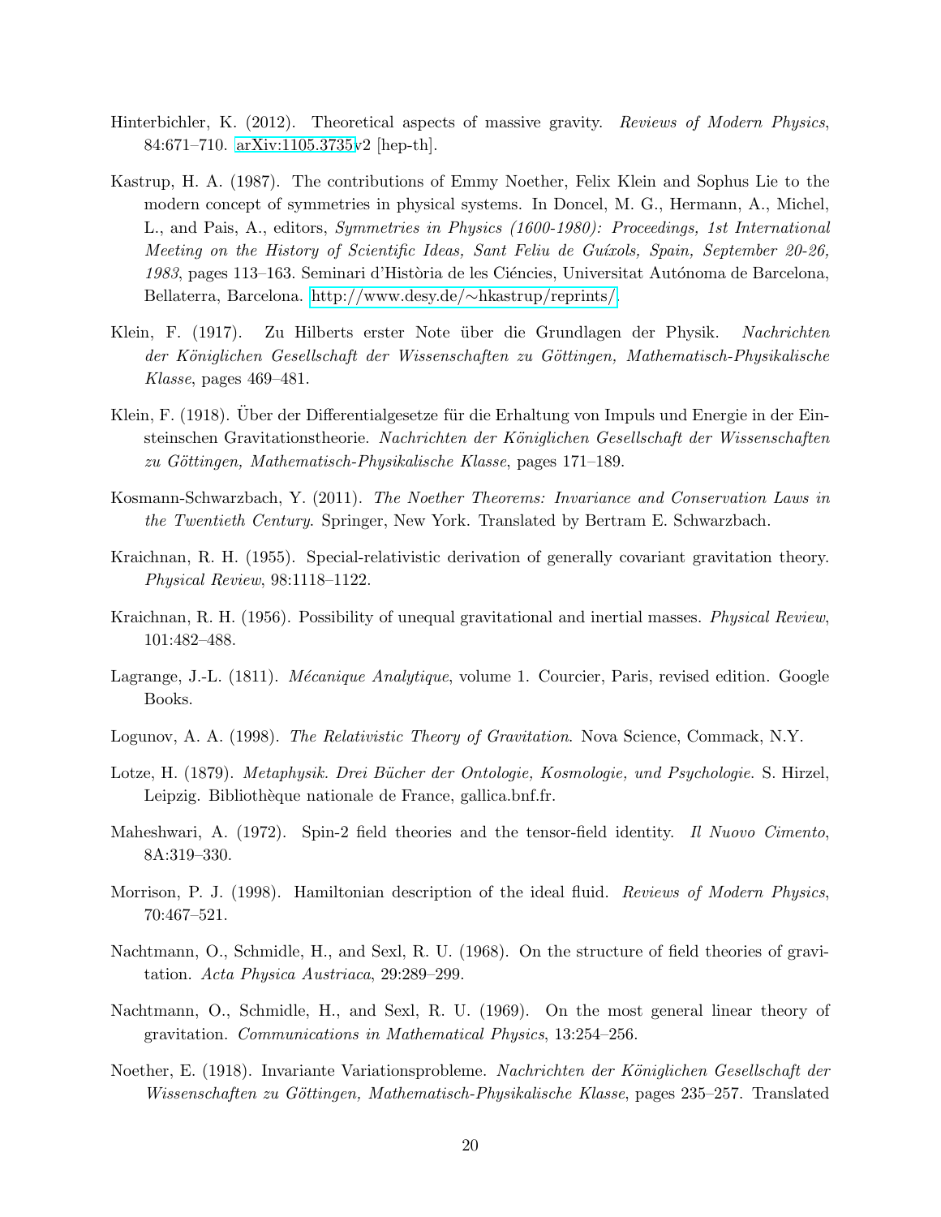Hinterbichler, K. (2012). Theoretical aspects of massive gravity. *Reviews of Modern Physics*, 84:671–710. arXiv:1105.3735v2 [hep-th].

Kastrup, H. A. (1987). The contributions of Emmy Noether, Felix Klein and Sophus Lie to the modern concept of symmetries in physical systems. In Doncel, M. G., Hermann, A., Michel, L., and Pais, A., editors, *Symmetries in Physics (1600-1980): Proceedings, 1st International Meeting on the History of Scientific Ideas, Sant Feliu de Guíxols, Spain, September 20-26, 1983*, pages 113–163. Seminari d'Història de les Ciéncies, Universitat Autónoma de Barcelona, Bellaterra, Barcelona. http://www.desy.de/∼hkastrup/reprints/.

Klein, F. (1917). Zu Hilberts erster Note über die Grundlagen der Physik. *Nachrichten der Königlichen Gesellschaft der Wissenschaften zu Göttingen, Mathematisch-Physikalische Klasse*, pages 469–481.

Klein, F. (1918). Über der Differentialgesetze für die Erhaltung von Impuls und Energie in der Einsteinschen Gravitationstheorie. *Nachrichten der Königlichen Gesellschaft der Wissenschaften zu Göttingen, Mathematisch-Physikalische Klasse*, pages 171–189.

Kosmann-Schwarzbach, Y. (2011). *The Noether Theorems: Invariance and Conservation Laws in the Twentieth Century*. Springer, New York. Translated by Bertram E. Schwarzbach.

Kraichnan, R. H. (1955). Special-relativistic derivation of generally covariant gravitation theory. *Physical Review*, 98:1118–1122.

Kraichnan, R. H. (1956). Possibility of unequal gravitational and inertial masses. *Physical Review*, 101:482–488.

Lagrange, J.-L. (1811). *Mécanique Analytique*, volume 1. Courcier, Paris, revised edition. Google Books.

Logunov, A. A. (1998). *The Relativistic Theory of Gravitation*. Nova Science, Commack, N.Y.

Lotze, H. (1879). *Metaphysik. Drei Bücher der Ontologie, Kosmologie, und Psychologie*. S. Hirzel, Leipzig. Bibliothèque nationale de France, gallica.bnf.fr.

Maheshwari, A. (1972). Spin-2 field theories and the tensor-field identity. *Il Nuovo Cimento*, 8A:319–330.

Morrison, P. J. (1998). Hamiltonian description of the ideal fluid. *Reviews of Modern Physics*, 70:467–521.

Nachtmann, O., Schmidle, H., and Sexl, R. U. (1968). On the structure of field theories of gravitation. *Acta Physica Austriaca*, 29:289–299.

Nachtmann, O., Schmidle, H., and Sexl, R. U. (1969). On the most general linear theory of gravitation. *Communications in Mathematical Physics*, 13:254–256.

Noether, E. (1918). Invariante Variationsprobleme. *Nachrichten der Königlichen Gesellschaft der Wissenschaften zu Göttingen, Mathematisch-Physikalische Klasse*, pages 235–257. Translated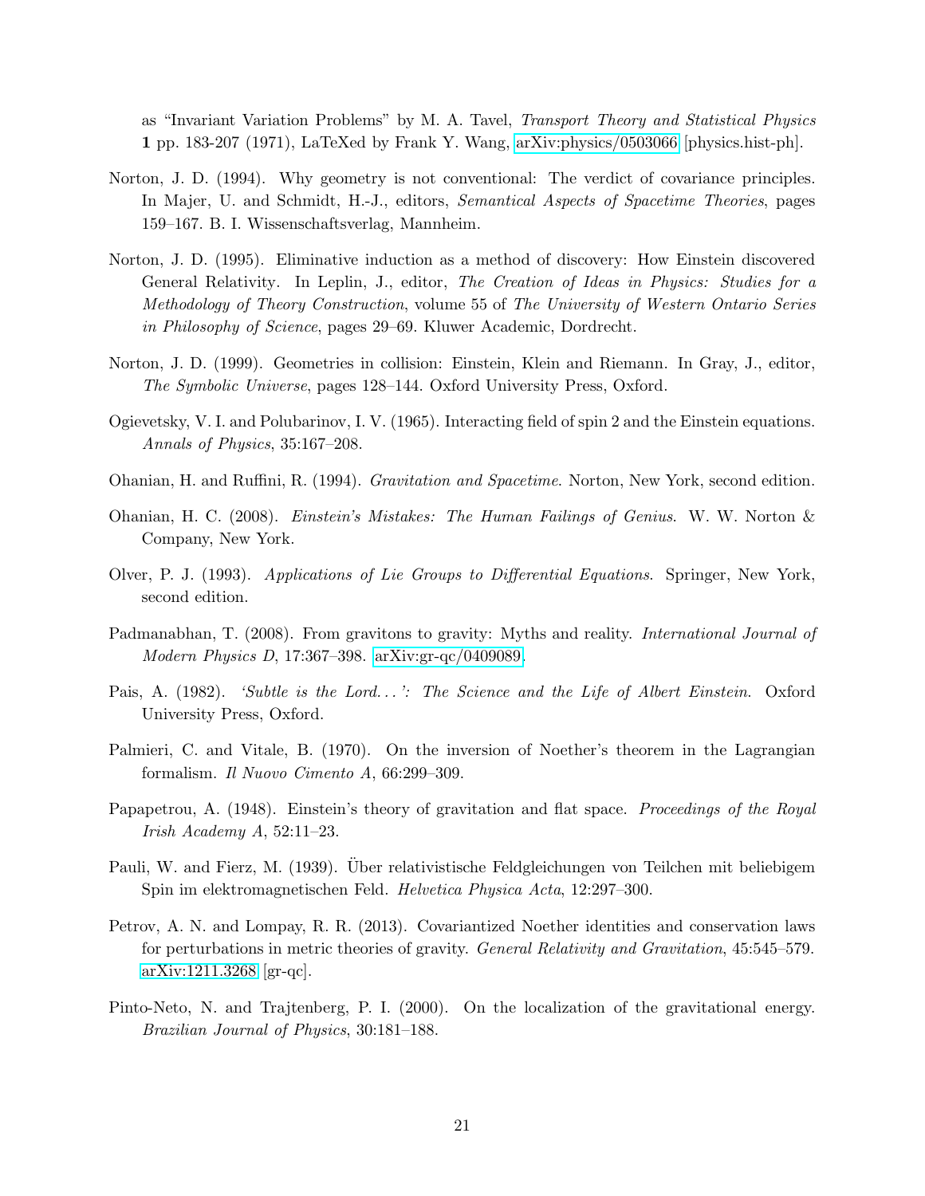as "Invariant Variation Problems" by M. A. Tavel, *Transport Theory and Statistical Physics* **1** pp. 183-207 (1971), LaTeXed by Frank Y. Wang, arXiv:physics/0503066 [physics.hist-ph].

Norton, J. D. (1994). Why geometry is not conventional: The verdict of covariance principles. In Majer, U. and Schmidt, H.-J., editors, *Semantical Aspects of Spacetime Theories*, pages 159–167. B. I. Wissenschaftsverlag, Mannheim.

Norton, J. D. (1995). Eliminative induction as a method of discovery: How Einstein discovered General Relativity. In Leplin, J., editor, *The Creation of Ideas in Physics: Studies for a Methodology of Theory Construction*, volume 55 of *The University of Western Ontario Series in Philosophy of Science*, pages 29–69. Kluwer Academic, Dordrecht.

Norton, J. D. (1999). Geometries in collision: Einstein, Klein and Riemann. In Gray, J., editor, *The Symbolic Universe*, pages 128–144. Oxford University Press, Oxford.

Ogievetsky, V. I. and Polubarinov, I. V. (1965). Interacting field of spin 2 and the Einstein equations. *Annals of Physics*, 35:167–208.

Ohanian, H. and Ruffini, R. (1994). *Gravitation and Spacetime*. Norton, New York, second edition.

Ohanian, H. C. (2008). *Einstein's Mistakes: The Human Failings of Genius*. W. W. Norton & Company, New York.

Olver, P. J. (1993). *Applications of Lie Groups to Differential Equations*. Springer, New York, second edition.

Padmanabhan, T. (2008). From gravitons to gravity: Myths and reality. *International Journal of Modern Physics D*, 17:367–398. arXiv:gr-qc/0409089.

Pais, A. (1982). *'Subtle is the Lord...': The Science and the Life of Albert Einstein*. Oxford University Press, Oxford.

Palmieri, C. and Vitale, B. (1970). On the inversion of Noether's theorem in the Lagrangian formalism. *Il Nuovo Cimento A*, 66:299–309.

Papapetrou, A. (1948). Einstein's theory of gravitation and flat space. *Proceedings of the Royal Irish Academy A*, 52:11–23.

Pauli, W. and Fierz, M. (1939). Über relativistische Feldgleichungen von Teilchen mit beliebigem Spin im elektromagnetischen Feld. *Helvetica Physica Acta*, 12:297–300.

Petrov, A. N. and Lompay, R. R. (2013). Covariantized Noether identities and conservation laws for perturbations in metric theories of gravity. *General Relativity and Gravitation*, 45:545–579. arXiv:1211.3268 [gr-qc].

Pinto-Neto, N. and Trajtenberg, P. I. (2000). On the localization of the gravitational energy. *Brazilian Journal of Physics*, 30:181–188.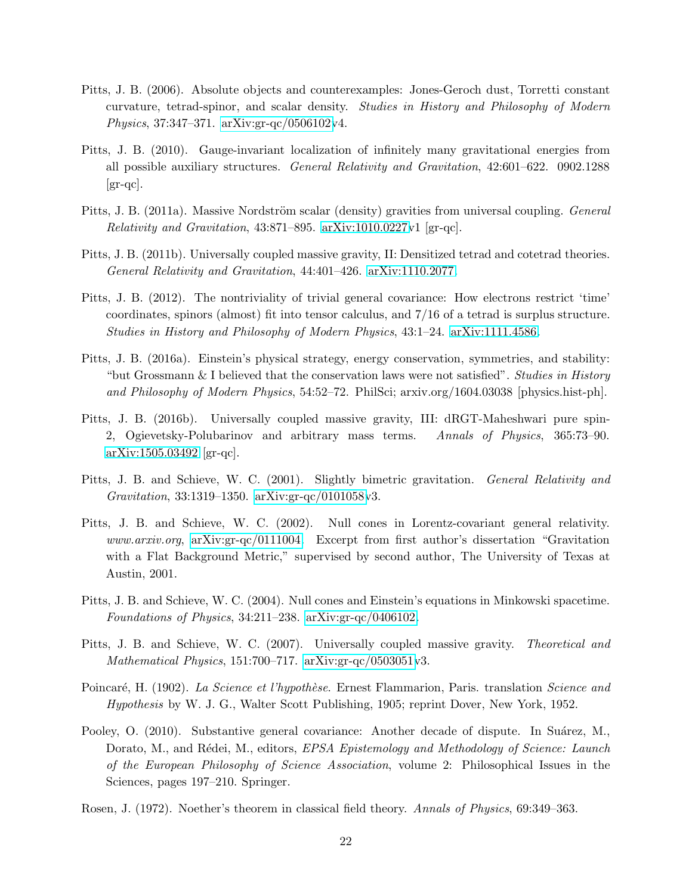Pitts, J. B. (2006). Absolute objects and counterexamples: Jones-Geroch dust, Torretti constant curvature, tetrad-spinor, and scalar density. *Studies in History and Philosophy of Modern Physics*, 37:347–371. arXiv:gr-qc/0506102v4.

Pitts, J. B. (2010). Gauge-invariant localization of infinitely many gravitational energies from all possible auxiliary structures. *General Relativity and Gravitation*, 42:601–622. 0902.1288 [gr-qc].

Pitts, J. B. (2011a). Massive Nordström scalar (density) gravities from universal coupling. *General Relativity and Gravitation*, 43:871–895. arXiv:1010.0227v1 [gr-qc].

Pitts, J. B. (2011b). Universally coupled massive gravity, II: Densitized tetrad and cotetrad theories. *General Relativity and Gravitation*, 44:401–426. arXiv:1110.2077.

Pitts, J. B. (2012). The nontriviality of trivial general covariance: How electrons restrict 'time' coordinates, spinors (almost) fit into tensor calculus, and 7/16 of a tetrad is surplus structure. *Studies in History and Philosophy of Modern Physics*, 43:1–24. arXiv:1111.4586.

Pitts, J. B. (2016a). Einstein's physical strategy, energy conservation, symmetries, and stability: "but Grossmann & I believed that the conservation laws were not satisfied". *Studies in History and Philosophy of Modern Physics*, 54:52–72. PhilSci; arxiv.org/1604.03038 [physics.hist-ph].

Pitts, J. B. (2016b). Universally coupled massive gravity, III: dRGT-Maheshwari pure spin-2, Ogievetsky-Polubarinov and arbitrary mass terms. *Annals of Physics*, 365:73–90. arXiv:1505.03492 [gr-qc].

Pitts, J. B. and Schieve, W. C. (2001). Slightly bimetric gravitation. *General Relativity and Gravitation*, 33:1319–1350. arXiv:gr-qc/0101058v3.

Pitts, J. B. and Schieve, W. C. (2002). Null cones in Lorentz-covariant general relativity. *www.arxiv.org*, arXiv:gr-qc/0111004. Excerpt from first author's dissertation "Gravitation with a Flat Background Metric," supervised by second author, The University of Texas at Austin, 2001.

Pitts, J. B. and Schieve, W. C. (2004). Null cones and Einstein's equations in Minkowski spacetime. *Foundations of Physics*, 34:211–238. arXiv:gr-qc/0406102.

Pitts, J. B. and Schieve, W. C. (2007). Universally coupled massive gravity. *Theoretical and Mathematical Physics*, 151:700–717. arXiv:gr-qc/0503051v3.

Poincaré, H. (1902). *La Science et l'hypothèse*. Ernest Flammarion, Paris. translation *Science and Hypothesis* by W. J. G., Walter Scott Publishing, 1905; reprint Dover, New York, 1952.

Pooley, O. (2010). Substantive general covariance: Another decade of dispute. In Suárez, M., Dorato, M., and Rédei, M., editors, *EPSA Epistemology and Methodology of Science: Launch of the European Philosophy of Science Association*, volume 2: Philosophical Issues in the Sciences, pages 197–210. Springer.

Rosen, J. (1972). Noether's theorem in classical field theory. *Annals of Physics*, 69:349–363.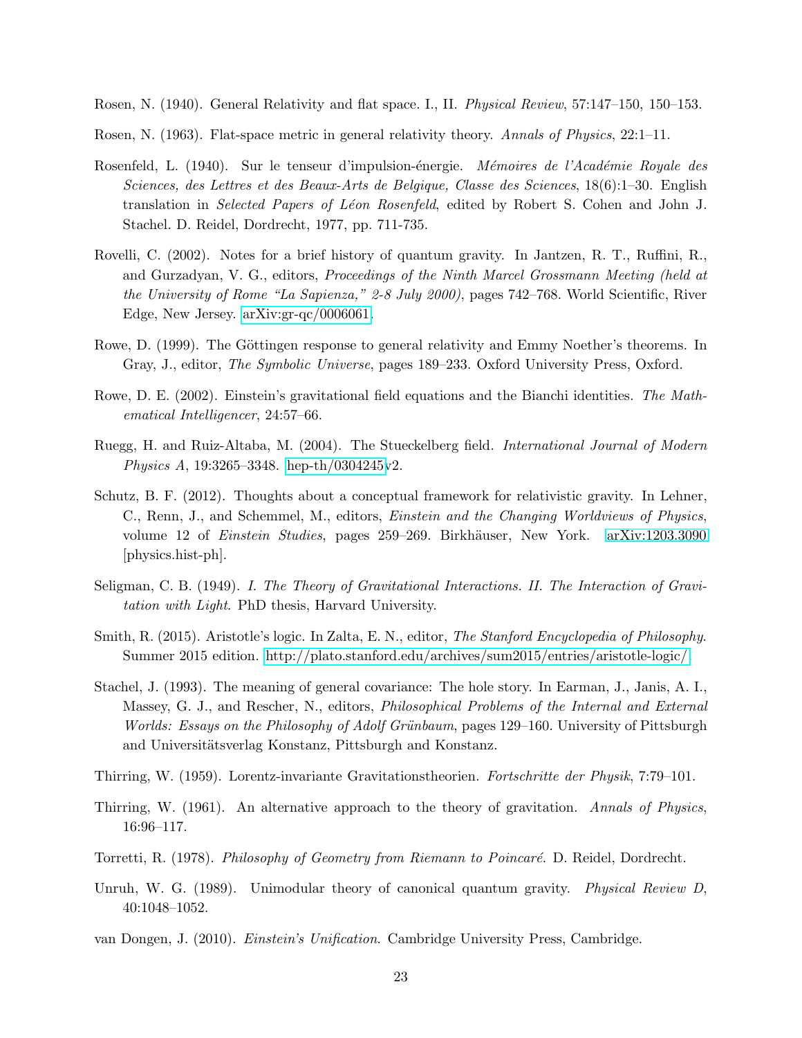Rosen, N. (1940). General Relativity and flat space. I., II. *Physical Review*, 57:147–150, 150–153.

Rosen, N. (1963). Flat-space metric in general relativity theory. *Annals of Physics*, 22:1–11.

Rosenfeld, L. (1940). Sur le tenseur d'impulsion-énergie. *Mémoires de l'Académie Royale des Sciences, des Lettres et des Beaux-Arts de Belgique, Classe des Sciences*, 18(6):1–30. English translation in *Selected Papers of Léon Rosenfeld*, edited by Robert S. Cohen and John J. Stachel. D. Reidel, Dordrecht, 1977, pp. 711-735.

Rovelli, C. (2002). Notes for a brief history of quantum gravity. In Jantzen, R. T., Ruffini, R., and Gurzadyan, V. G., editors, *Proceedings of the Ninth Marcel Grossmann Meeting (held at the University of Rome "La Sapienza," 2-8 July 2000)*, pages 742–768. World Scientific, River Edge, New Jersey. arXiv:gr-qc/0006061.

Rowe, D. (1999). The Göttingen response to general relativity and Emmy Noether's theorems. In Gray, J., editor, *The Symbolic Universe*, pages 189–233. Oxford University Press, Oxford.

Rowe, D. E. (2002). Einstein's gravitational field equations and the Bianchi identities. *The Mathematical Intelligencer*, 24:57–66.

Ruegg, H. and Ruiz-Altaba, M. (2004). The Stueckelberg field. *International Journal of Modern Physics A*, 19:3265–3348. hep-th/0304245v2.

Schutz, B. F. (2012). Thoughts about a conceptual framework for relativistic gravity. In Lehner, C., Renn, J., and Schemmel, M., editors, *Einstein and the Changing Worldviews of Physics*, volume 12 of *Einstein Studies*, pages 259–269. Birkhäuser, New York. arXiv:1203.3090 [physics.hist-ph].

Seligman, C. B. (1949). *I. The Theory of Gravitational Interactions. II. The Interaction of Gravitation with Light*. PhD thesis, Harvard University.

Smith, R. (2015). Aristotle's logic. In Zalta, E. N., editor, *The Stanford Encyclopedia of Philosophy*. Summer 2015 edition. http://plato.stanford.edu/archives/sum2015/entries/aristotle-logic/.

Stachel, J. (1993). The meaning of general covariance: The hole story. In Earman, J., Janis, A. I., Massey, G. J., and Rescher, N., editors, *Philosophical Problems of the Internal and External Worlds: Essays on the Philosophy of Adolf Grünbaum*, pages 129–160. University of Pittsburgh and Universitätsverlag Konstanz, Pittsburgh and Konstanz.

Thirring, W. (1959). Lorentz-invariante Gravitationstheorien. *Fortschritte der Physik*, 7:79–101.

Thirring, W. (1961). An alternative approach to the theory of gravitation. *Annals of Physics*, 16:96–117.

Torretti, R. (1978). *Philosophy of Geometry from Riemann to Poincaré*. D. Reidel, Dordrecht.

Unruh, W. G. (1989). Unimodular theory of canonical quantum gravity. *Physical Review D*, 40:1048–1052.

van Dongen, J. (2010). *Einstein's Unification*. Cambridge University Press, Cambridge.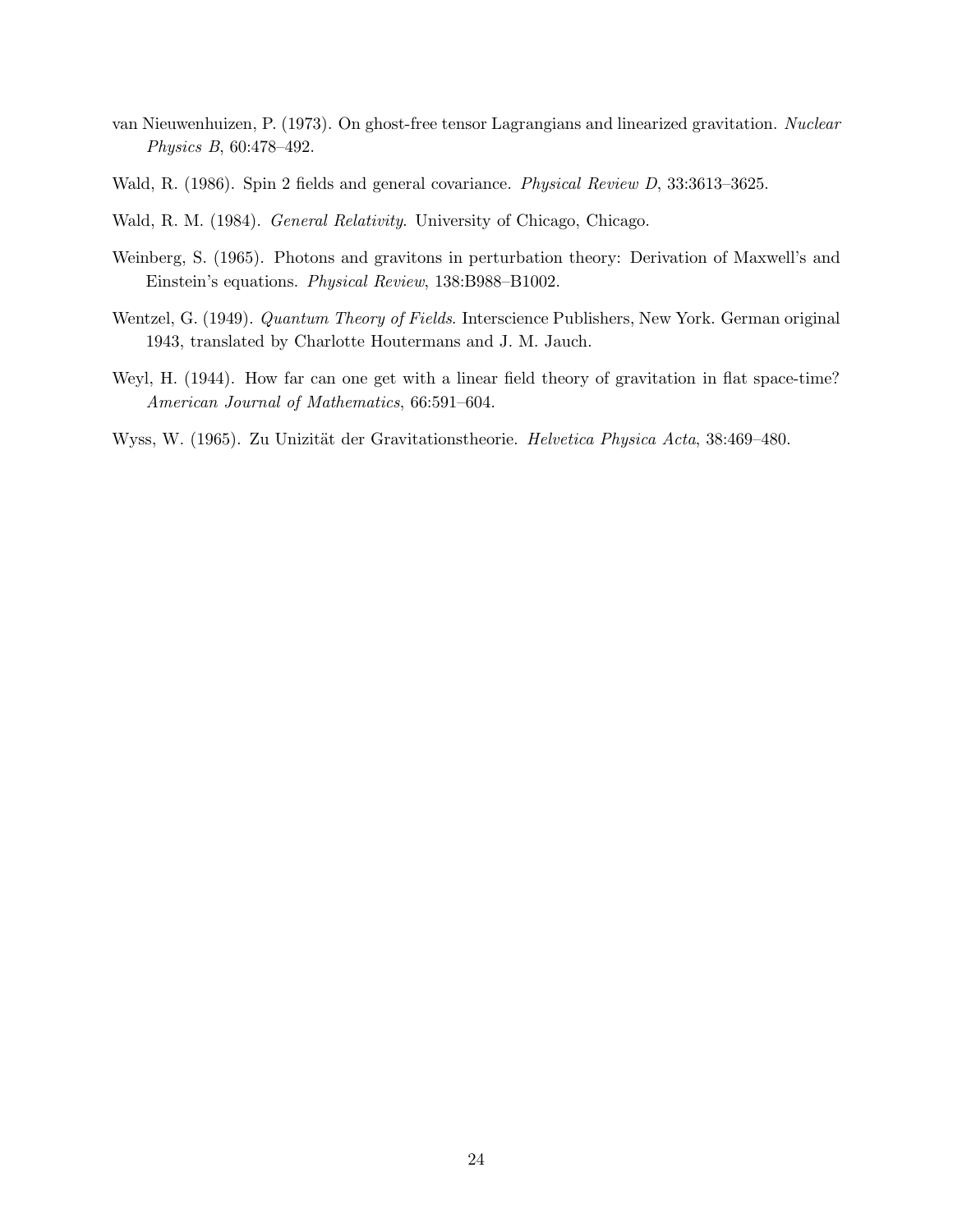van Nieuwenhuizen, P. (1973). On ghost-free tensor Lagrangians and linearized gravitation. *Nuclear Physics B*, 60:478–492.

Wald, R. (1986). Spin 2 fields and general covariance. *Physical Review D*, 33:3613–3625.

Wald, R. M. (1984). *General Relativity*. University of Chicago, Chicago.

Weinberg, S. (1965). Photons and gravitons in perturbation theory: Derivation of Maxwell's and Einstein's equations. *Physical Review*, 138:B988–B1002.

Wentzel, G. (1949). *Quantum Theory of Fields*. Interscience Publishers, New York. German original 1943, translated by Charlotte Houtermans and J. M. Jauch.

Weyl, H. (1944). How far can one get with a linear field theory of gravitation in flat space-time? *American Journal of Mathematics*, 66:591–604.

Wyss, W. (1965). Zu Unizität der Gravitationstheorie. *Helvetica Physica Acta*, 38:469–480.